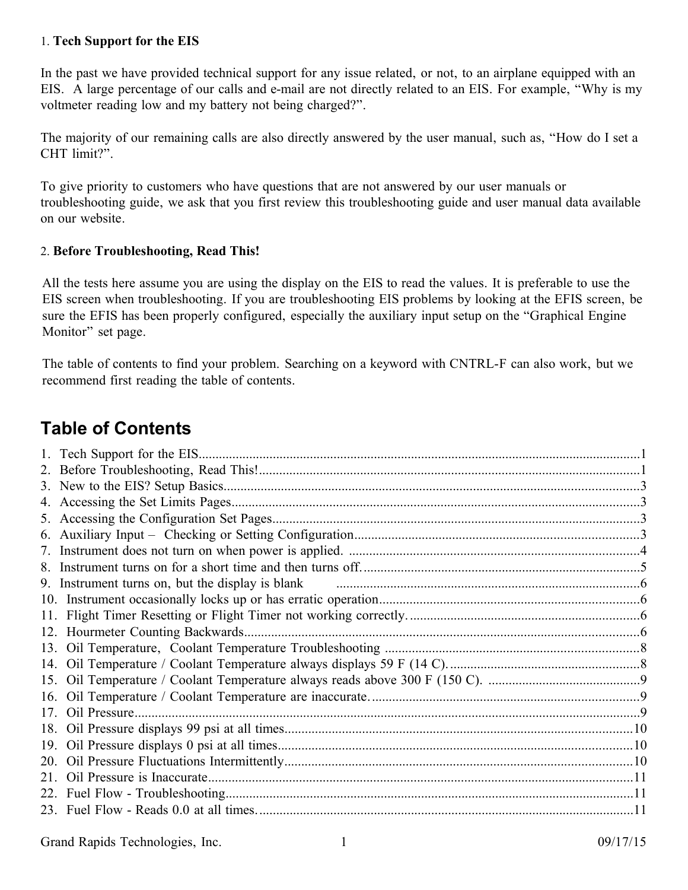## 1. Tech Support for the EIS

In the past we have provided technical support for any issue related, or not, to an airplane equipped with an EIS. A large percentage of our calls and e-mail are not directly related to an EIS. For example, "Why is my voltmeter reading low and my battery not being charged?".

The majority of our remaining calls are also directly answered by the user manual, such as, "How do I set a CHT limit?".

To give priority to customers who have questions that are not answered by our user manuals or troubleshooting guide, we ask that you first review this troubleshooting guide and user manual data available on our website.

## 2. Before Troubleshooting, Read This!

All the tests here assume you are using the display on the EIS to read the values. It is preferable to use the EIS screen when troubleshooting. If you are troubleshooting EIS problems by looking at the EFIS screen, be sure the EFIS has been properly configured, especially the auxiliary input setup on the "Graphical Engine Monitor" set page.

The table of contents to find your problem. Searching on a keyword with CNTRL-F can also work, but we recommend first reading the table of contents.

# Table of Contents

1. Tech Support for the EIS ........ 1
2. Before Troubleshooting, Read This! ........ 1
3. New to the EIS? Setup Basics ........ 3
4. Accessing the Set Limits Pages ........ 3
5. Accessing the Configuration Set Pages ........ 3
6. Auxiliary Input – Checking or Setting Configuration ........ 3
7. Instrument does not turn on when power is applied. ........ 4
8. Instrument turns on for a short time and then turns off. ........ 5
9. Instrument turns on, but the display is blank ........ 6
10. Instrument occasionally locks up or has erratic operation ........ 6
11. Flight Timer Resetting or Flight Timer not working correctly. ........ 6
12. Hourmeter Counting Backwards ........ 6
13. Oil Temperature, Coolant Temperature Troubleshooting ........ 8
14. Oil Temperature / Coolant Temperature always displays 59 F (14 C). ........ 8
15. Oil Temperature / Coolant Temperature always reads above 300 F (150 C). ........ 9
16. Oil Temperature / Coolant Temperature are inaccurate. ........ 9
17. Oil Pressure ........ 9
18. Oil Pressure displays 99 psi at all times ........ 10
19. Oil Pressure displays 0 psi at all times ........ 10
20. Oil Pressure Fluctuations Intermittently ........ 10
21. Oil Pressure is Inaccurate ........ 11
22. Fuel Flow - Troubleshooting ........ 11
23. Fuel Flow - Reads 0.0 at all times. ........ 11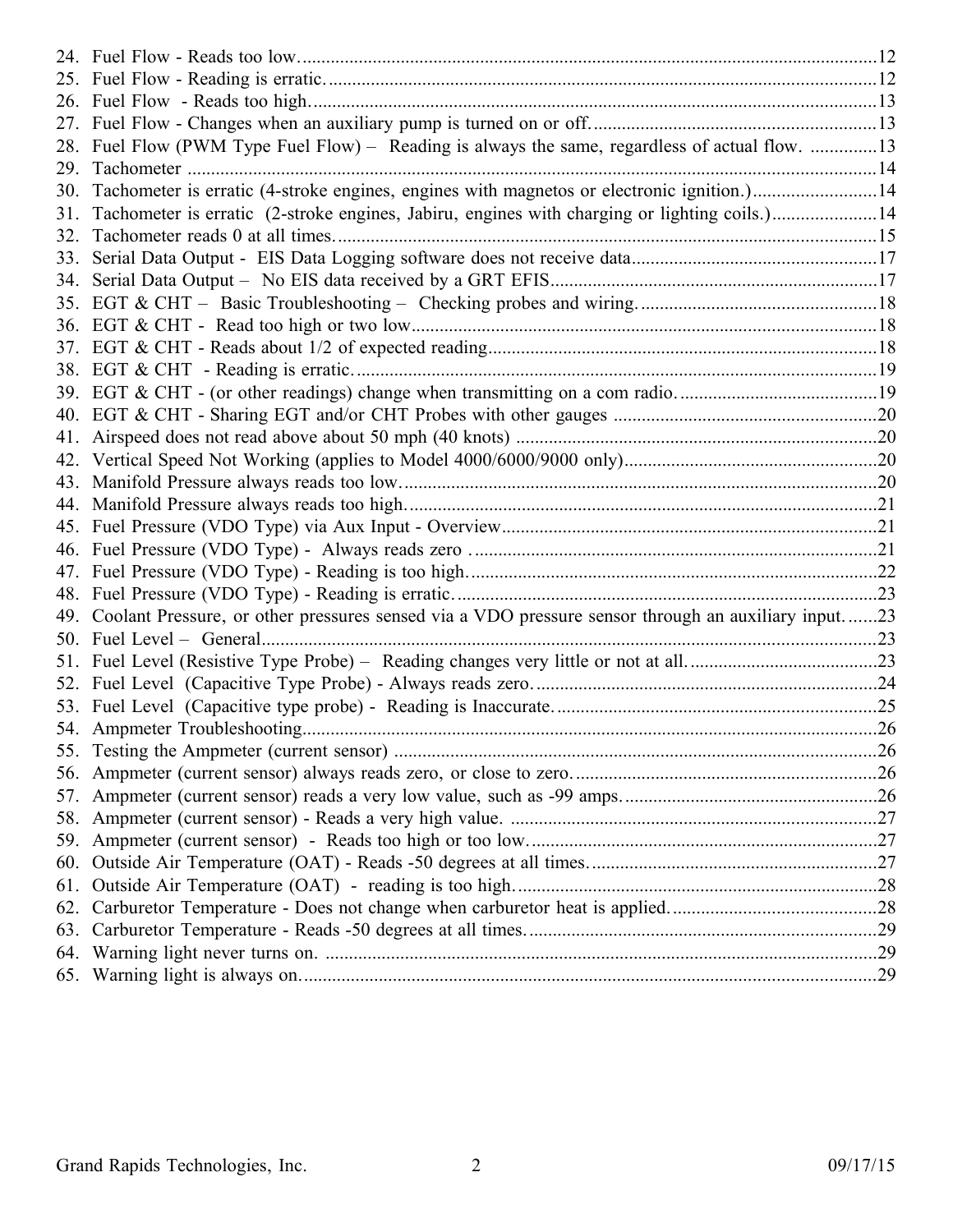24. Fuel Flow - Reads too low. ........................................................................................................................12
25. Fuel Flow - Reading is erratic. ....................................................................................................................12
26. Fuel Flow - Reads too high. .......................................................................................................................13
27. Fuel Flow - Changes when an auxiliary pump is turned on or off. ............................................................13
28. Fuel Flow (PWM Type Fuel Flow) – Reading is always the same, regardless of actual flow. ..............13
29. Tachometer ..................................................................................................................................................14
30. Tachometer is erratic (4-stroke engines, engines with magnetos or electronic ignition.) ..........................14
31. Tachometer is erratic (2-stroke engines, Jabiru, engines with charging or lighting coils.) ......................14
32. Tachometer reads 0 at all times. .................................................................................................................15
33. Serial Data Output - EIS Data Logging software does not receive data ...................................................17
34. Serial Data Output – No EIS data received by a GRT EFIS .....................................................................17
35. EGT & CHT – Basic Troubleshooting – Checking probes and wiring. ..................................................18
36. EGT & CHT - Read too high or two low ..................................................................................................18
37. EGT & CHT - Reads about 1/2 of expected reading ..................................................................................18
38. EGT & CHT - Reading is erratic. ...............................................................................................................19
39. EGT & CHT - (or other readings) change when transmitting on a com radio. ..........................................19
40. EGT & CHT - Sharing EGT and/or CHT Probes with other gauges ........................................................20
41. Airspeed does not read above about 50 mph (40 knots) ............................................................................20
42. Vertical Speed Not Working (applies to Model 4000/6000/9000 only) ......................................................20
43. Manifold Pressure always reads too low. ....................................................................................................20
44. Manifold Pressure always reads too high. ...................................................................................................21
45. Fuel Pressure (VDO Type) via Aux Input - Overview ................................................................................21
46. Fuel Pressure (VDO Type) - Always reads zero ........................................................................................21
47. Fuel Pressure (VDO Type) - Reading is too high. ......................................................................................22
48. Fuel Pressure (VDO Type) - Reading is erratic. ..........................................................................................23
49. Coolant Pressure, or other pressures sensed via a VDO pressure sensor through an auxiliary input. ......23
50. Fuel Level – General ...................................................................................................................................23
51. Fuel Level (Resistive Type Probe) – Reading changes very little or not at all. ........................................23
52. Fuel Level (Capacitive Type Probe) - Always reads zero. .........................................................................24
53. Fuel Level (Capacitive type probe) - Reading is Inaccurate. ....................................................................25
54. Ampmeter Troubleshooting ..........................................................................................................................26
55. Testing the Ampmeter (current sensor) .......................................................................................................26
56. Ampmeter (current sensor) always reads zero, or close to zero. ................................................................26
57. Ampmeter (current sensor) reads a very low value, such as -99 amps. .....................................................26
58. Ampmeter (current sensor) - Reads a very high value. .............................................................................27
59. Ampmeter (current sensor) - Reads too high or too low. .........................................................................27
60. Outside Air Temperature (OAT) - Reads -50 degrees at all times. ............................................................27
61. Outside Air Temperature (OAT) - reading is too high. ............................................................................28
62. Carburetor Temperature - Does not change when carburetor heat is applied. ...........................................28
63. Carburetor Temperature - Reads -50 degrees at all times. .........................................................................29
64. Warning light never turns on. .....................................................................................................................29
65. Warning light is always on. .........................................................................................................................29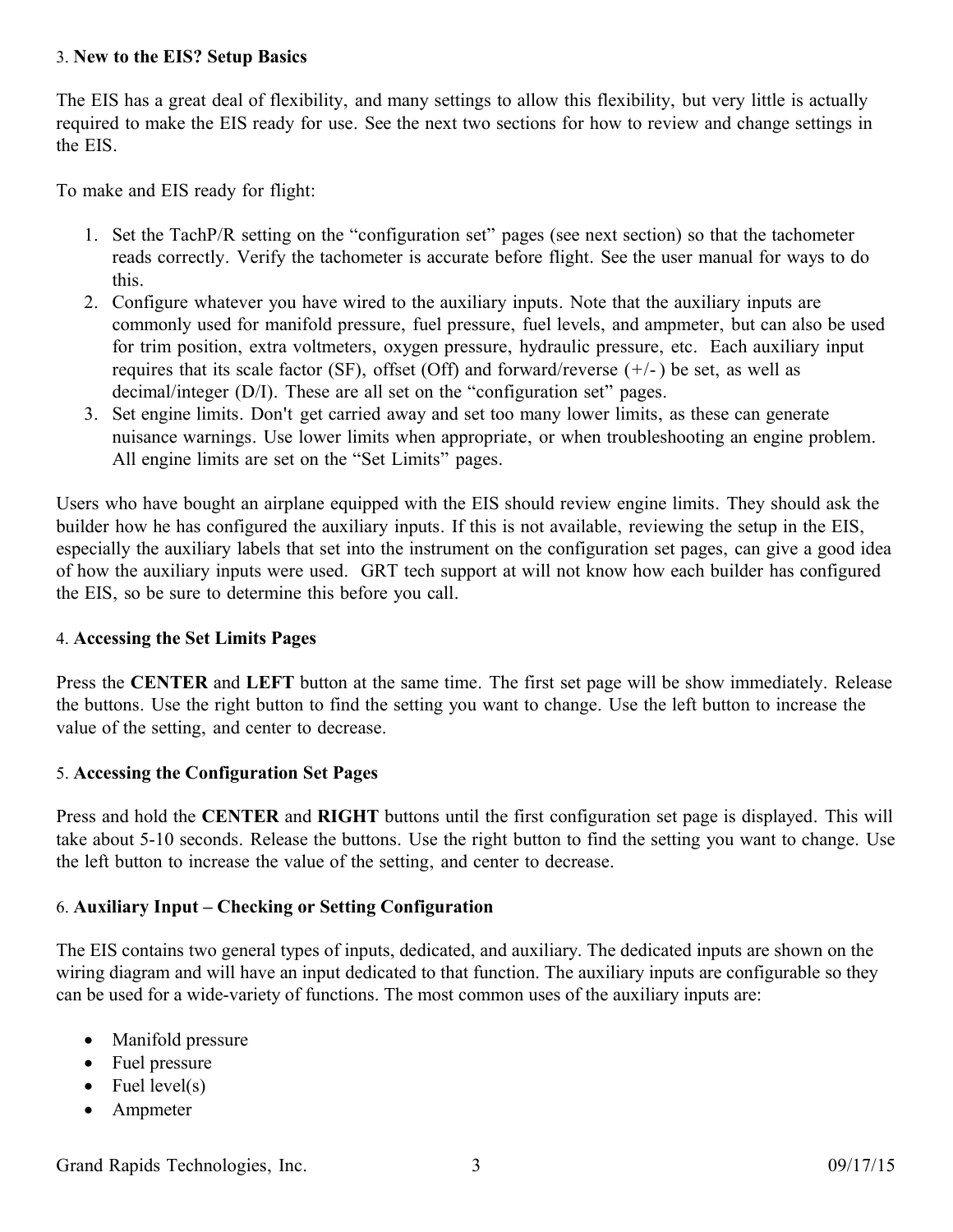### 3. **New to the EIS? Setup Basics**

The EIS has a great deal of flexibility, and many settings to allow this flexibility, but very little is actually required to make the EIS ready for use. See the next two sections for how to review and change settings in the EIS.

To make and EIS ready for flight:

1. Set the TachP/R setting on the "configuration set" pages (see next section) so that the tachometer reads correctly. Verify the tachometer is accurate before flight. See the user manual for ways to do this.
2. Configure whatever you have wired to the auxiliary inputs. Note that the auxiliary inputs are commonly used for manifold pressure, fuel pressure, fuel levels, and ampmeter, but can also be used for trim position, extra voltmeters, oxygen pressure, hydraulic pressure, etc. Each auxiliary input requires that its scale factor (SF), offset (Off) and forward/reverse (+/- ) be set, as well as decimal/integer (D/I). These are all set on the "configuration set" pages.
3. Set engine limits. Don't get carried away and set too many lower limits, as these can generate nuisance warnings. Use lower limits when appropriate, or when troubleshooting an engine problem. All engine limits are set on the "Set Limits" pages.

Users who have bought an airplane equipped with the EIS should review engine limits. They should ask the builder how he has configured the auxiliary inputs. If this is not available, reviewing the setup in the EIS, especially the auxiliary labels that set into the instrument on the configuration set pages, can give a good idea of how the auxiliary inputs were used. GRT tech support at will not know how each builder has configured the EIS, so be sure to determine this before you call.

### 4. **Accessing the Set Limits Pages**

Press the **CENTER** and **LEFT** button at the same time. The first set page will be show immediately. Release the buttons. Use the right button to find the setting you want to change. Use the left button to increase the value of the setting, and center to decrease.

### 5. **Accessing the Configuration Set Pages**

Press and hold the **CENTER** and **RIGHT** buttons until the first configuration set page is displayed. This will take about 5-10 seconds. Release the buttons. Use the right button to find the setting you want to change. Use the left button to increase the value of the setting, and center to decrease.

### 6. **Auxiliary Input – Checking or Setting Configuration**

The EIS contains two general types of inputs, dedicated, and auxiliary. The dedicated inputs are shown on the wiring diagram and will have an input dedicated to that function. The auxiliary inputs are configurable so they can be used for a wide-variety of functions. The most common uses of the auxiliary inputs are:

- Manifold pressure
- Fuel pressure
- Fuel level(s)
- Ampmeter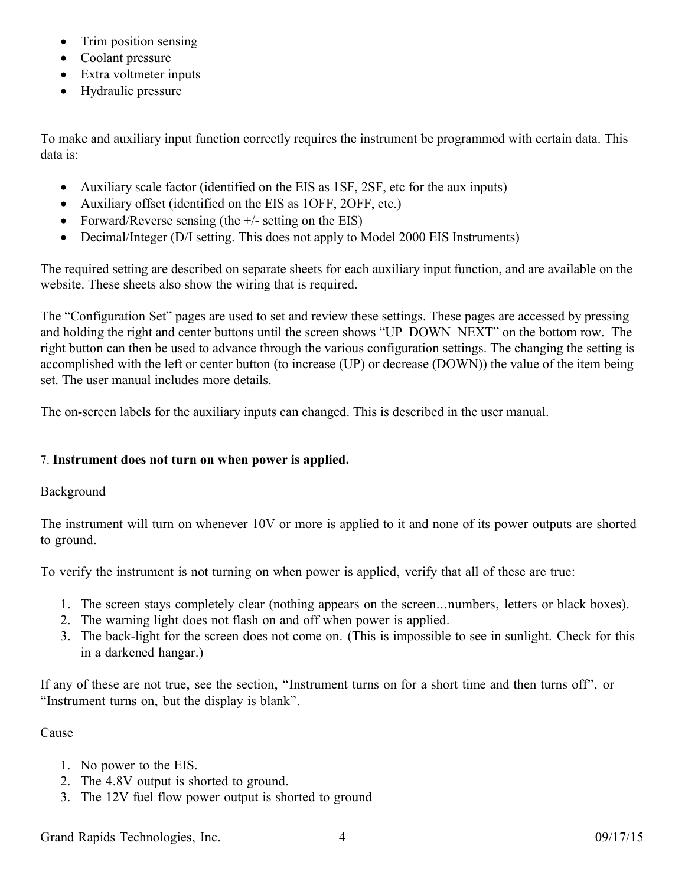- Trim position sensing
- Coolant pressure
- Extra voltmeter inputs
- Hydraulic pressure

To make and auxiliary input function correctly requires the instrument be programmed with certain data. This data is:

- Auxiliary scale factor (identified on the EIS as 1SF, 2SF, etc for the aux inputs)
- Auxiliary offset (identified on the EIS as 1OFF, 2OFF, etc.)
- Forward/Reverse sensing (the +/- setting on the EIS)
- Decimal/Integer (D/I setting. This does not apply to Model 2000 EIS Instruments)

The required setting are described on separate sheets for each auxiliary input function, and are available on the website. These sheets also show the wiring that is required.

The "Configuration Set" pages are used to set and review these settings. These pages are accessed by pressing and holding the right and center buttons until the screen shows "UP DOWN NEXT" on the bottom row. The right button can then be used to advance through the various configuration settings. The changing the setting is accomplished with the left or center button (to increase (UP) or decrease (DOWN)) the value of the item being set. The user manual includes more details.

The on-screen labels for the auxiliary inputs can changed. This is described in the user manual.

## 7. **Instrument does not turn on when power is applied.**

Background

The instrument will turn on whenever 10V or more is applied to it and none of its power outputs are shorted to ground.

To verify the instrument is not turning on when power is applied, verify that all of these are true:

1. The screen stays completely clear (nothing appears on the screen...numbers, letters or black boxes).
2. The warning light does not flash on and off when power is applied.
3. The back-light for the screen does not come on. (This is impossible to see in sunlight. Check for this in a darkened hangar.)

If any of these are not true, see the section, "Instrument turns on for a short time and then turns off", or "Instrument turns on, but the display is blank".

Cause

1. No power to the EIS.
2. The 4.8V output is shorted to ground.
3. The 12V fuel flow power output is shorted to ground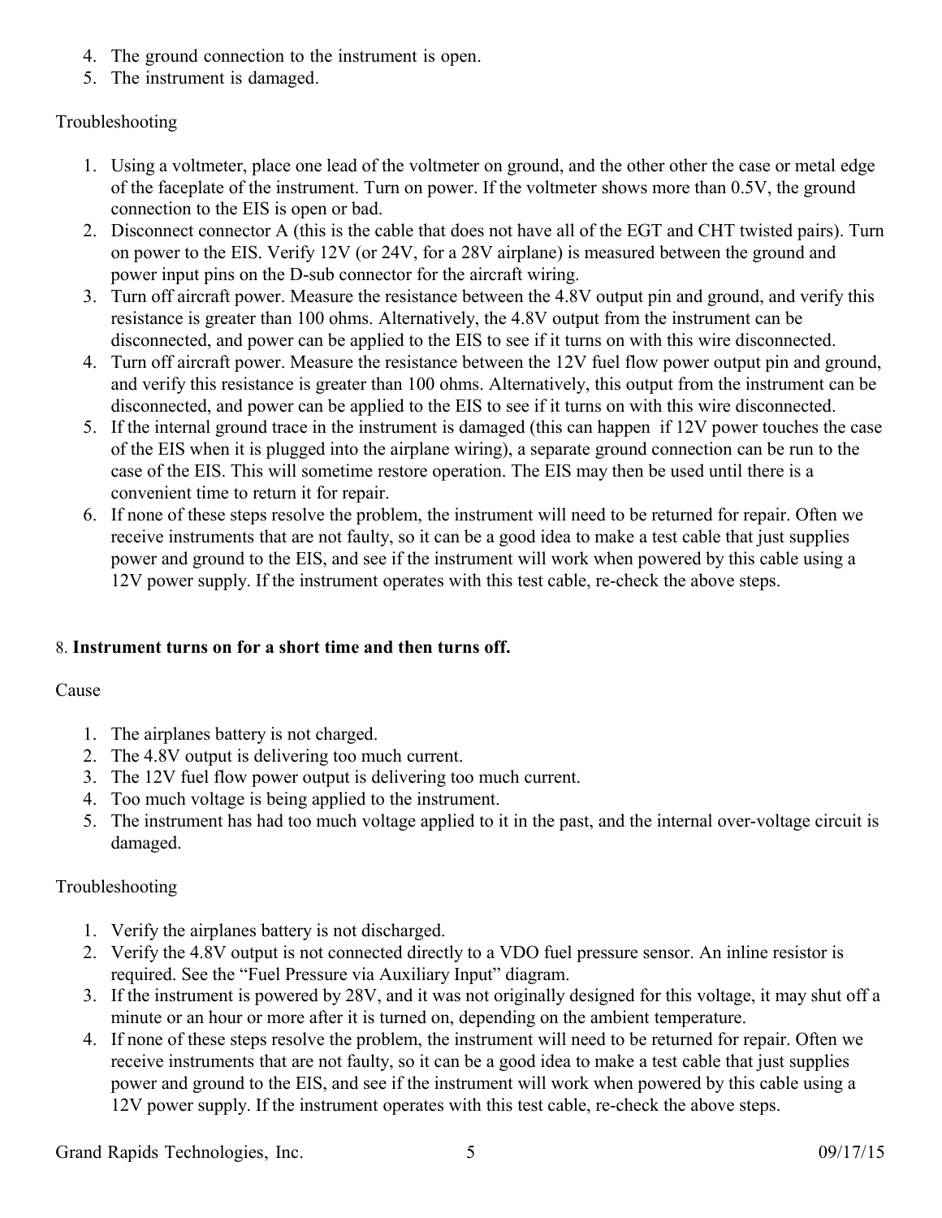4. The ground connection to the instrument is open.
5. The instrument is damaged.

Troubleshooting

1. Using a voltmeter, place one lead of the voltmeter on ground, and the other other the case or metal edge of the faceplate of the instrument. Turn on power. If the voltmeter shows more than 0.5V, the ground connection to the EIS is open or bad.
2. Disconnect connector A (this is the cable that does not have all of the EGT and CHT twisted pairs). Turn on power to the EIS. Verify 12V (or 24V, for a 28V airplane) is measured between the ground and power input pins on the D-sub connector for the aircraft wiring.
3. Turn off aircraft power. Measure the resistance between the 4.8V output pin and ground, and verify this resistance is greater than 100 ohms. Alternatively, the 4.8V output from the instrument can be disconnected, and power can be applied to the EIS to see if it turns on with this wire disconnected.
4. Turn off aircraft power. Measure the resistance between the 12V fuel flow power output pin and ground, and verify this resistance is greater than 100 ohms. Alternatively, this output from the instrument can be disconnected, and power can be applied to the EIS to see if it turns on with this wire disconnected.
5. If the internal ground trace in the instrument is damaged (this can happen if 12V power touches the case of the EIS when it is plugged into the airplane wiring), a separate ground connection can be run to the case of the EIS. This will sometime restore operation. The EIS may then be used until there is a convenient time to return it for repair.
6. If none of these steps resolve the problem, the instrument will need to be returned for repair. Often we receive instruments that are not faulty, so it can be a good idea to make a test cable that just supplies power and ground to the EIS, and see if the instrument will work when powered by this cable using a 12V power supply. If the instrument operates with this test cable, re-check the above steps.

8. **Instrument turns on for a short time and then turns off.**

Cause

1. The airplanes battery is not charged.
2. The 4.8V output is delivering too much current.
3. The 12V fuel flow power output is delivering too much current.
4. Too much voltage is being applied to the instrument.
5. The instrument has had too much voltage applied to it in the past, and the internal over-voltage circuit is damaged.

Troubleshooting

1. Verify the airplanes battery is not discharged.
2. Verify the 4.8V output is not connected directly to a VDO fuel pressure sensor. An inline resistor is required. See the "Fuel Pressure via Auxiliary Input" diagram.
3. If the instrument is powered by 28V, and it was not originally designed for this voltage, it may shut off a minute or an hour or more after it is turned on, depending on the ambient temperature.
4. If none of these steps resolve the problem, the instrument will need to be returned for repair. Often we receive instruments that are not faulty, so it can be a good idea to make a test cable that just supplies power and ground to the EIS, and see if the instrument will work when powered by this cable using a 12V power supply. If the instrument operates with this test cable, re-check the above steps.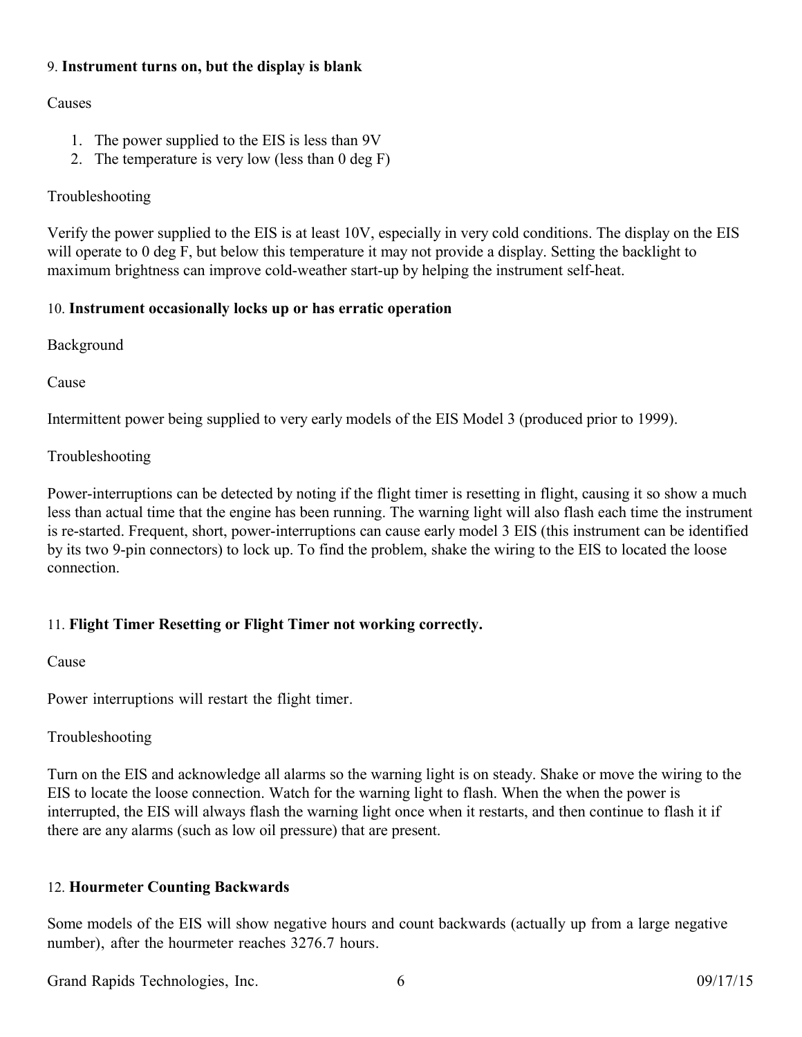9. **Instrument turns on, but the display is blank**

Causes

1. The power supplied to the EIS is less than 9V
2. The temperature is very low (less than 0 deg F)

Troubleshooting

Verify the power supplied to the EIS is at least 10V, especially in very cold conditions. The display on the EIS will operate to 0 deg F, but below this temperature it may not provide a display. Setting the backlight to maximum brightness can improve cold-weather start-up by helping the instrument self-heat.

10. **Instrument occasionally locks up or has erratic operation**

Background

Cause

Intermittent power being supplied to very early models of the EIS Model 3 (produced prior to 1999).

Troubleshooting

Power-interruptions can be detected by noting if the flight timer is resetting in flight, causing it so show a much less than actual time that the engine has been running. The warning light will also flash each time the instrument is re-started. Frequent, short, power-interruptions can cause early model 3 EIS (this instrument can be identified by its two 9-pin connectors) to lock up. To find the problem, shake the wiring to the EIS to located the loose connection.

11. **Flight Timer Resetting or Flight Timer not working correctly.**

Cause

Power interruptions will restart the flight timer.

Troubleshooting

Turn on the EIS and acknowledge all alarms so the warning light is on steady. Shake or move the wiring to the EIS to locate the loose connection. Watch for the warning light to flash. When the when the power is interrupted, the EIS will always flash the warning light once when it restarts, and then continue to flash it if there are any alarms (such as low oil pressure) that are present.

12. **Hourmeter Counting Backwards**

Some models of the EIS will show negative hours and count backwards (actually up from a large negative number), after the hourmeter reaches 3276.7 hours.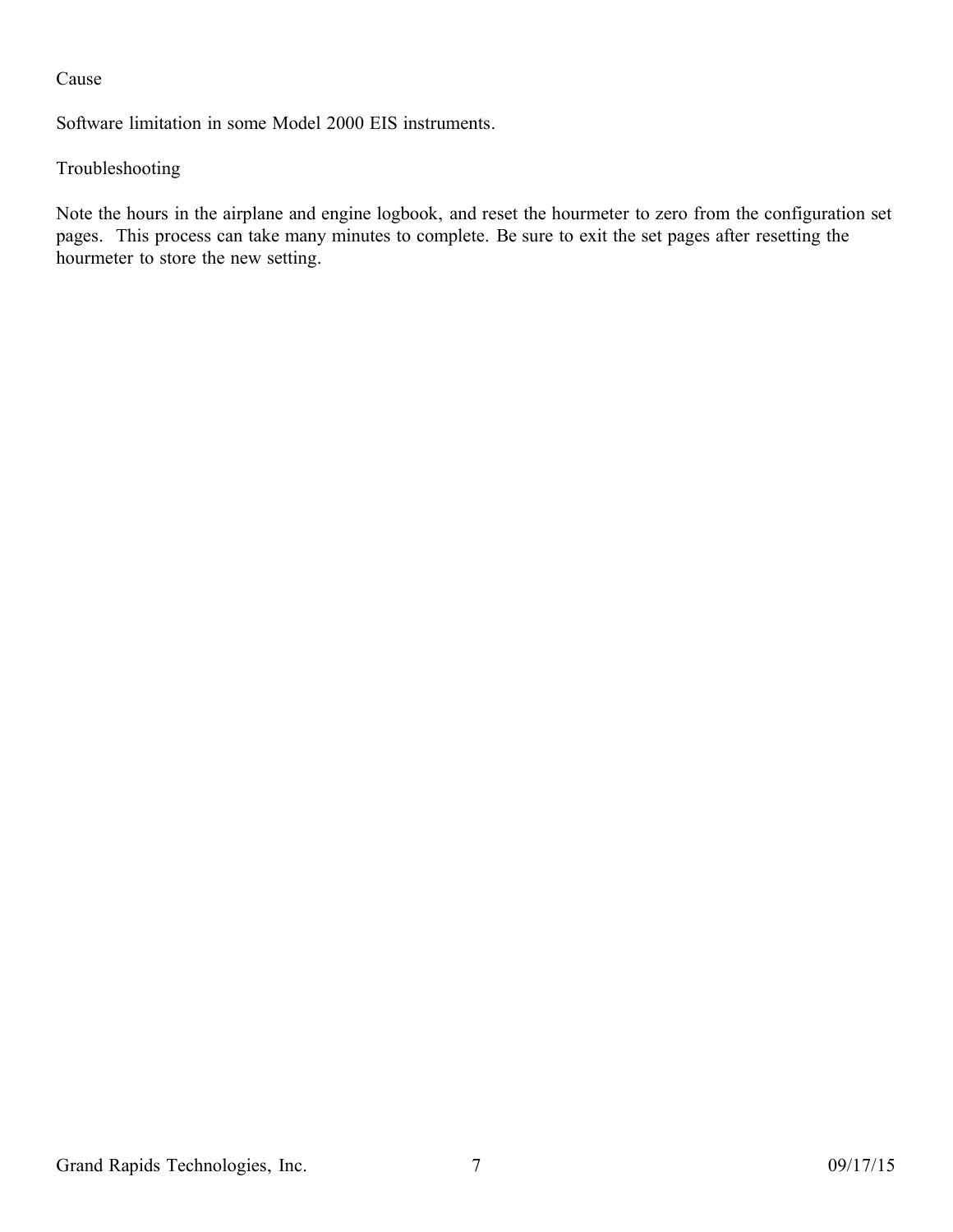Cause

Software limitation in some Model 2000 EIS instruments.

Troubleshooting

Note the hours in the airplane and engine logbook, and reset the hourmeter to zero from the configuration set pages. This process can take many minutes to complete. Be sure to exit the set pages after resetting the hourmeter to store the new setting.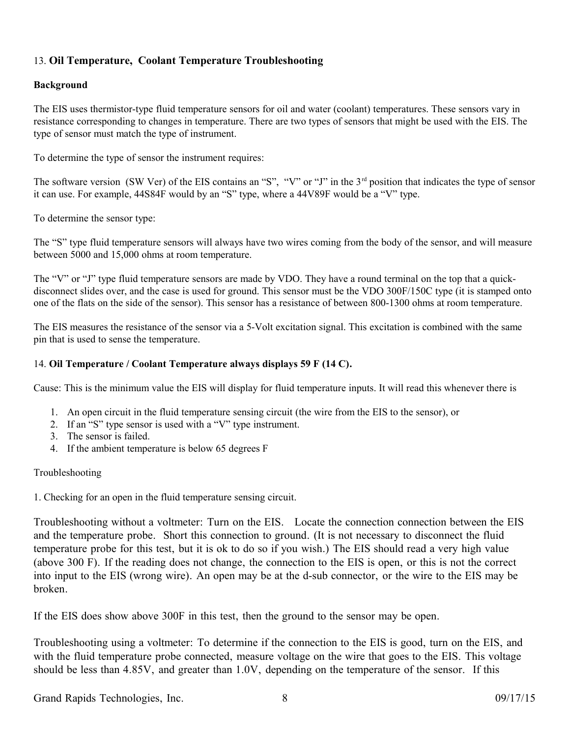## 13. **Oil Temperature, Coolant Temperature Troubleshooting**

**Background**

The EIS uses thermistor-type fluid temperature sensors for oil and water (coolant) temperatures. These sensors vary in resistance corresponding to changes in temperature. There are two types of sensors that might be used with the EIS. The type of sensor must match the type of instrument.

To determine the type of sensor the instrument requires:

The software version (SW Ver) of the EIS contains an "S", "V" or "J" in the 3rd position that indicates the type of sensor it can use. For example, 44S84F would by an "S" type, where a 44V89F would be a "V" type.

To determine the sensor type:

The "S" type fluid temperature sensors will always have two wires coming from the body of the sensor, and will measure between 5000 and 15,000 ohms at room temperature.

The "V" or "J" type fluid temperature sensors are made by VDO. They have a round terminal on the top that a quick-disconnect slides over, and the case is used for ground. This sensor must be the VDO 300F/150C type (it is stamped onto one of the flats on the side of the sensor). This sensor has a resistance of between 800-1300 ohms at room temperature.

The EIS measures the resistance of the sensor via a 5-Volt excitation signal. This excitation is combined with the same pin that is used to sense the temperature.

## 14. **Oil Temperature / Coolant Temperature always displays 59 F (14 C).**

Cause: This is the minimum value the EIS will display for fluid temperature inputs. It will read this whenever there is

1. An open circuit in the fluid temperature sensing circuit (the wire from the EIS to the sensor), or
2. If an "S" type sensor is used with a "V" type instrument.
3. The sensor is failed.
4. If the ambient temperature is below 65 degrees F

Troubleshooting

1. Checking for an open in the fluid temperature sensing circuit.

Troubleshooting without a voltmeter: Turn on the EIS. Locate the connection connection between the EIS and the temperature probe. Short this connection to ground. (It is not necessary to disconnect the fluid temperature probe for this test, but it is ok to do so if you wish.) The EIS should read a very high value (above 300 F). If the reading does not change, the connection to the EIS is open, or this is not the correct into input to the EIS (wrong wire). An open may be at the d-sub connector, or the wire to the EIS may be broken.

If the EIS does show above 300F in this test, then the ground to the sensor may be open.

Troubleshooting using a voltmeter: To determine if the connection to the EIS is good, turn on the EIS, and with the fluid temperature probe connected, measure voltage on the wire that goes to the EIS. This voltage should be less than 4.85V, and greater than 1.0V, depending on the temperature of the sensor. If this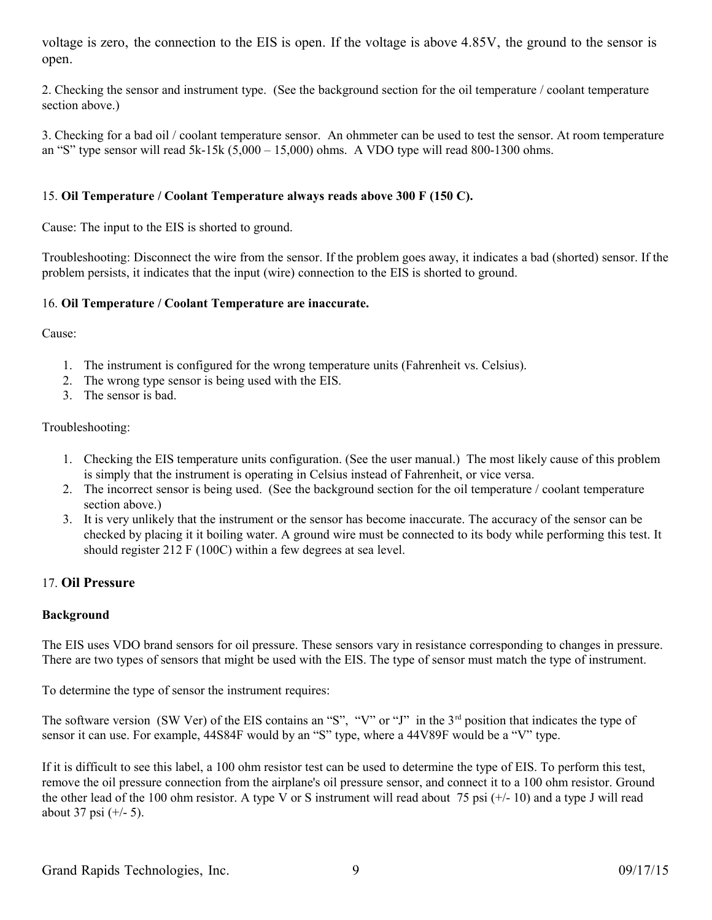voltage is zero, the connection to the EIS is open. If the voltage is above 4.85V, the ground to the sensor is open.

2. Checking the sensor and instrument type. (See the background section for the oil temperature / coolant temperature section above.)

3. Checking for a bad oil / coolant temperature sensor. An ohmmeter can be used to test the sensor. At room temperature an "S" type sensor will read 5k-15k (5,000 – 15,000) ohms. A VDO type will read 800-1300 ohms.

15. **Oil Temperature / Coolant Temperature always reads above 300 F (150 C).**

Cause: The input to the EIS is shorted to ground.

Troubleshooting: Disconnect the wire from the sensor. If the problem goes away, it indicates a bad (shorted) sensor. If the problem persists, it indicates that the input (wire) connection to the EIS is shorted to ground.

16. **Oil Temperature / Coolant Temperature are inaccurate.**

Cause:

1. The instrument is configured for the wrong temperature units (Fahrenheit vs. Celsius).
2. The wrong type sensor is being used with the EIS.
3. The sensor is bad.

Troubleshooting:

1. Checking the EIS temperature units configuration. (See the user manual.) The most likely cause of this problem is simply that the instrument is operating in Celsius instead of Fahrenheit, or vice versa.
2. The incorrect sensor is being used. (See the background section for the oil temperature / coolant temperature section above.)
3. It is very unlikely that the instrument or the sensor has become inaccurate. The accuracy of the sensor can be checked by placing it it boiling water. A ground wire must be connected to its body while performing this test. It should register 212 F (100C) within a few degrees at sea level.

## 17. Oil Pressure

**Background**

The EIS uses VDO brand sensors for oil pressure. These sensors vary in resistance corresponding to changes in pressure. There are two types of sensors that might be used with the EIS. The type of sensor must match the type of instrument.

To determine the type of sensor the instrument requires:

The software version (SW Ver) of the EIS contains an "S", "V" or "J" in the 3rd position that indicates the type of sensor it can use. For example, 44S84F would by an "S" type, where a 44V89F would be a "V" type.

If it is difficult to see this label, a 100 ohm resistor test can be used to determine the type of EIS. To perform this test, remove the oil pressure connection from the airplane's oil pressure sensor, and connect it to a 100 ohm resistor. Ground the other lead of the 100 ohm resistor. A type V or S instrument will read about 75 psi (+/- 10) and a type J will read about 37 psi (+/- 5).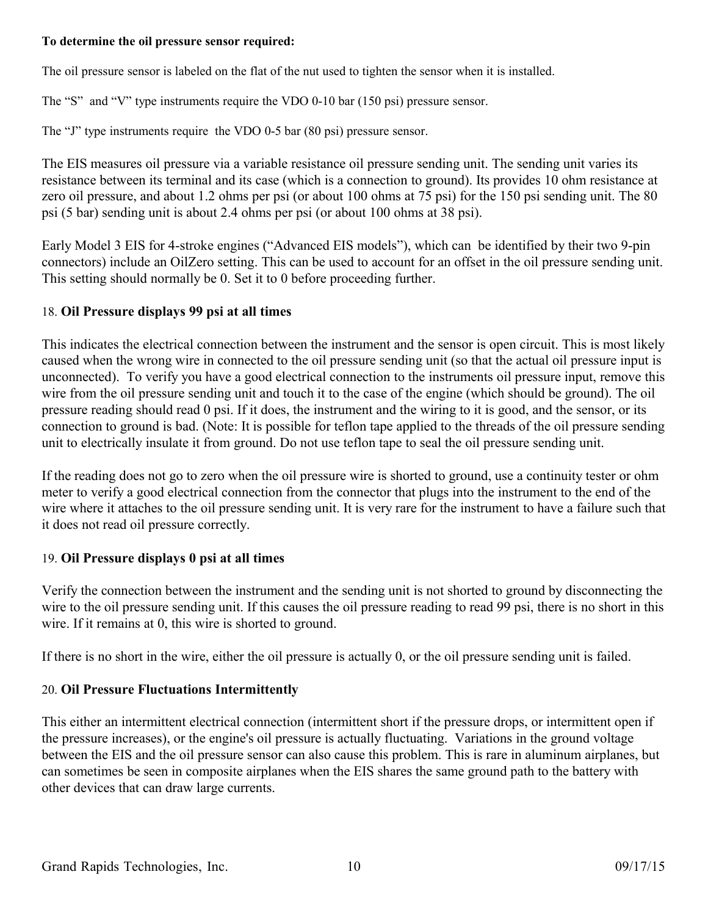**To determine the oil pressure sensor required:**

The oil pressure sensor is labeled on the flat of the nut used to tighten the sensor when it is installed.

The “S” and “V” type instruments require the VDO 0-10 bar (150 psi) pressure sensor.

The “J” type instruments require the VDO 0-5 bar (80 psi) pressure sensor.

The EIS measures oil pressure via a variable resistance oil pressure sending unit. The sending unit varies its resistance between its terminal and its case (which is a connection to ground). Its provides 10 ohm resistance at zero oil pressure, and about 1.2 ohms per psi (or about 100 ohms at 75 psi) for the 150 psi sending unit. The 80 psi (5 bar) sending unit is about 2.4 ohms per psi (or about 100 ohms at 38 psi).

Early Model 3 EIS for 4-stroke engines (“Advanced EIS models”), which can be identified by their two 9-pin connectors) include an OilZero setting. This can be used to account for an offset in the oil pressure sending unit. This setting should normally be 0. Set it to 0 before proceeding further.

### 18. **Oil Pressure displays 99 psi at all times**

This indicates the electrical connection between the instrument and the sensor is open circuit. This is most likely caused when the wrong wire in connected to the oil pressure sending unit (so that the actual oil pressure input is unconnected). To verify you have a good electrical connection to the instruments oil pressure input, remove this wire from the oil pressure sending unit and touch it to the case of the engine (which should be ground). The oil pressure reading should read 0 psi. If it does, the instrument and the wiring to it is good, and the sensor, or its connection to ground is bad. (Note: It is possible for teflon tape applied to the threads of the oil pressure sending unit to electrically insulate it from ground. Do not use teflon tape to seal the oil pressure sending unit.

If the reading does not go to zero when the oil pressure wire is shorted to ground, use a continuity tester or ohm meter to verify a good electrical connection from the connector that plugs into the instrument to the end of the wire where it attaches to the oil pressure sending unit. It is very rare for the instrument to have a failure such that it does not read oil pressure correctly.

### 19. **Oil Pressure displays 0 psi at all times**

Verify the connection between the instrument and the sending unit is not shorted to ground by disconnecting the wire to the oil pressure sending unit. If this causes the oil pressure reading to read 99 psi, there is no short in this wire. If it remains at 0, this wire is shorted to ground.

If there is no short in the wire, either the oil pressure is actually 0, or the oil pressure sending unit is failed.

### 20. **Oil Pressure Fluctuations Intermittently**

This either an intermittent electrical connection (intermittent short if the pressure drops, or intermittent open if the pressure increases), or the engine's oil pressure is actually fluctuating. Variations in the ground voltage between the EIS and the oil pressure sensor can also cause this problem. This is rare in aluminum airplanes, but can sometimes be seen in composite airplanes when the EIS shares the same ground path to the battery with other devices that can draw large currents.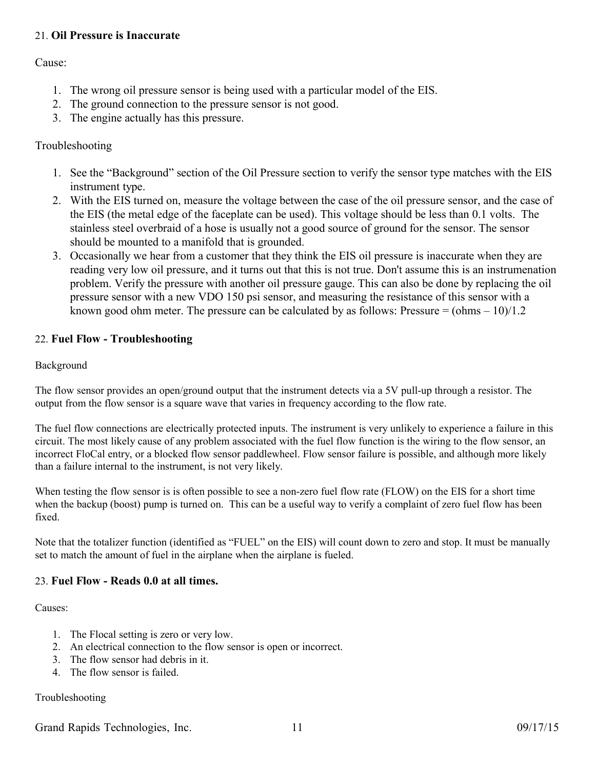## 21. **Oil Pressure is Inaccurate**

Cause:

1. The wrong oil pressure sensor is being used with a particular model of the EIS.
2. The ground connection to the pressure sensor is not good.
3. The engine actually has this pressure.

Troubleshooting

1. See the "Background" section of the Oil Pressure section to verify the sensor type matches with the EIS instrument type.
2. With the EIS turned on, measure the voltage between the case of the oil pressure sensor, and the case of the EIS (the metal edge of the faceplate can be used). This voltage should be less than 0.1 volts. The stainless steel overbraid of a hose is usually not a good source of ground for the sensor. The sensor should be mounted to a manifold that is grounded.
3. Occasionally we hear from a customer that they think the EIS oil pressure is inaccurate when they are reading very low oil pressure, and it turns out that this is not true. Don't assume this is an instrumenation problem. Verify the pressure with another oil pressure gauge. This can also be done by replacing the oil pressure sensor with a new VDO 150 psi sensor, and measuring the resistance of this sensor with a known good ohm meter. The pressure can be calculated by as follows: Pressure = (ohms – 10)/1.2

## 22. **Fuel Flow - Troubleshooting**

Background

The flow sensor provides an open/ground output that the instrument detects via a 5V pull-up through a resistor. The output from the flow sensor is a square wave that varies in frequency according to the flow rate.

The fuel flow connections are electrically protected inputs. The instrument is very unlikely to experience a failure in this circuit. The most likely cause of any problem associated with the fuel flow function is the wiring to the flow sensor, an incorrect FloCal entry, or a blocked flow sensor paddlewheel. Flow sensor failure is possible, and although more likely than a failure internal to the instrument, is not very likely.

When testing the flow sensor is is often possible to see a non-zero fuel flow rate (FLOW) on the EIS for a short time when the backup (boost) pump is turned on. This can be a useful way to verify a complaint of zero fuel flow has been fixed.

Note that the totalizer function (identified as "FUEL" on the EIS) will count down to zero and stop. It must be manually set to match the amount of fuel in the airplane when the airplane is fueled.

## 23. **Fuel Flow - Reads 0.0 at all times.**

Causes:

1. The Flocal setting is zero or very low.
2. An electrical connection to the flow sensor is open or incorrect.
3. The flow sensor had debris in it.
4. The flow sensor is failed.

Troubleshooting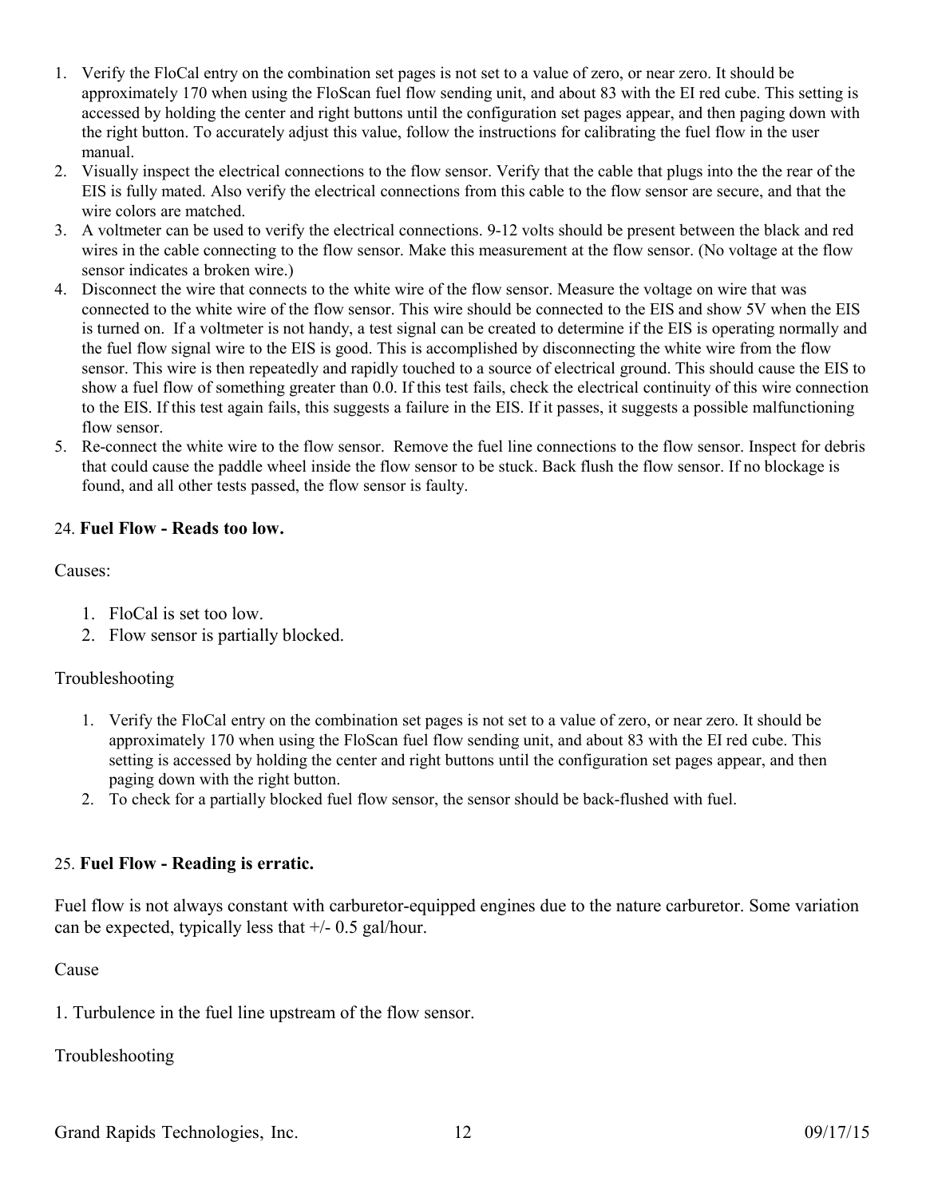1. Verify the FloCal entry on the combination set pages is not set to a value of zero, or near zero. It should be approximately 170 when using the FloScan fuel flow sending unit, and about 83 with the EI red cube. This setting is accessed by holding the center and right buttons until the configuration set pages appear, and then paging down with the right button. To accurately adjust this value, follow the instructions for calibrating the fuel flow in the user manual.
2. Visually inspect the electrical connections to the flow sensor. Verify that the cable that plugs into the the rear of the EIS is fully mated. Also verify the electrical connections from this cable to the flow sensor are secure, and that the wire colors are matched.
3. A voltmeter can be used to verify the electrical connections. 9-12 volts should be present between the black and red wires in the cable connecting to the flow sensor. Make this measurement at the flow sensor. (No voltage at the flow sensor indicates a broken wire.)
4. Disconnect the wire that connects to the white wire of the flow sensor. Measure the voltage on wire that was connected to the white wire of the flow sensor. This wire should be connected to the EIS and show 5V when the EIS is turned on. If a voltmeter is not handy, a test signal can be created to determine if the EIS is operating normally and the fuel flow signal wire to the EIS is good. This is accomplished by disconnecting the white wire from the flow sensor. This wire is then repeatedly and rapidly touched to a source of electrical ground. This should cause the EIS to show a fuel flow of something greater than 0.0. If this test fails, check the electrical continuity of this wire connection to the EIS. If this test again fails, this suggests a failure in the EIS. If it passes, it suggests a possible malfunctioning flow sensor.
5. Re-connect the white wire to the flow sensor. Remove the fuel line connections to the flow sensor. Inspect for debris that could cause the paddle wheel inside the flow sensor to be stuck. Back flush the flow sensor. If no blockage is found, and all other tests passed, the flow sensor is faulty.

24. **Fuel Flow - Reads too low.**

Causes:

1. FloCal is set too low.
2. Flow sensor is partially blocked.

Troubleshooting

1. Verify the FloCal entry on the combination set pages is not set to a value of zero, or near zero. It should be approximately 170 when using the FloScan fuel flow sending unit, and about 83 with the EI red cube. This setting is accessed by holding the center and right buttons until the configuration set pages appear, and then paging down with the right button.
2. To check for a partially blocked fuel flow sensor, the sensor should be back-flushed with fuel.

25. **Fuel Flow - Reading is erratic.**

Fuel flow is not always constant with carburetor-equipped engines due to the nature carburetor. Some variation can be expected, typically less that +/- 0.5 gal/hour.

Cause

1. Turbulence in the fuel line upstream of the flow sensor.

Troubleshooting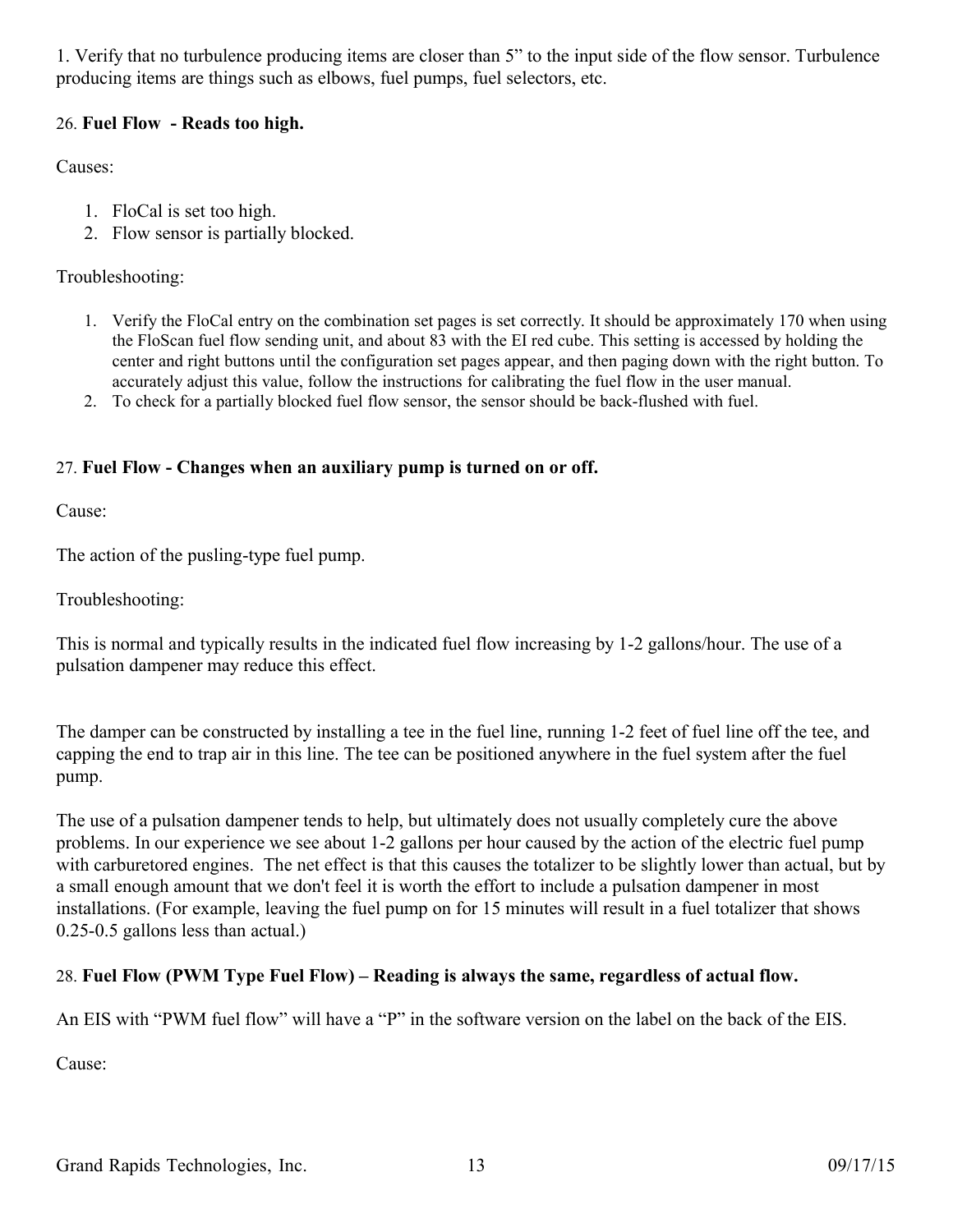1. Verify that no turbulence producing items are closer than 5" to the input side of the flow sensor. Turbulence producing items are things such as elbows, fuel pumps, fuel selectors, etc.

26. **Fuel Flow - Reads too high.**

Causes:

1. FloCal is set too high.
2. Flow sensor is partially blocked.

Troubleshooting:

1. Verify the FloCal entry on the combination set pages is set correctly. It should be approximately 170 when using the FloScan fuel flow sending unit, and about 83 with the EI red cube. This setting is accessed by holding the center and right buttons until the configuration set pages appear, and then paging down with the right button. To accurately adjust this value, follow the instructions for calibrating the fuel flow in the user manual.
2. To check for a partially blocked fuel flow sensor, the sensor should be back-flushed with fuel.

27. **Fuel Flow - Changes when an auxiliary pump is turned on or off.**

Cause:

The action of the pusling-type fuel pump.

Troubleshooting:

This is normal and typically results in the indicated fuel flow increasing by 1-2 gallons/hour. The use of a pulsation dampener may reduce this effect.

The damper can be constructed by installing a tee in the fuel line, running 1-2 feet of fuel line off the tee, and capping the end to trap air in this line. The tee can be positioned anywhere in the fuel system after the fuel pump.

The use of a pulsation dampener tends to help, but ultimately does not usually completely cure the above problems. In our experience we see about 1-2 gallons per hour caused by the action of the electric fuel pump with carburetored engines. The net effect is that this causes the totalizer to be slightly lower than actual, but by a small enough amount that we don't feel it is worth the effort to include a pulsation dampener in most installations. (For example, leaving the fuel pump on for 15 minutes will result in a fuel totalizer that shows 0.25-0.5 gallons less than actual.)

28. **Fuel Flow (PWM Type Fuel Flow) – Reading is always the same, regardless of actual flow.**

An EIS with "PWM fuel flow" will have a "P" in the software version on the label on the back of the EIS.

Cause: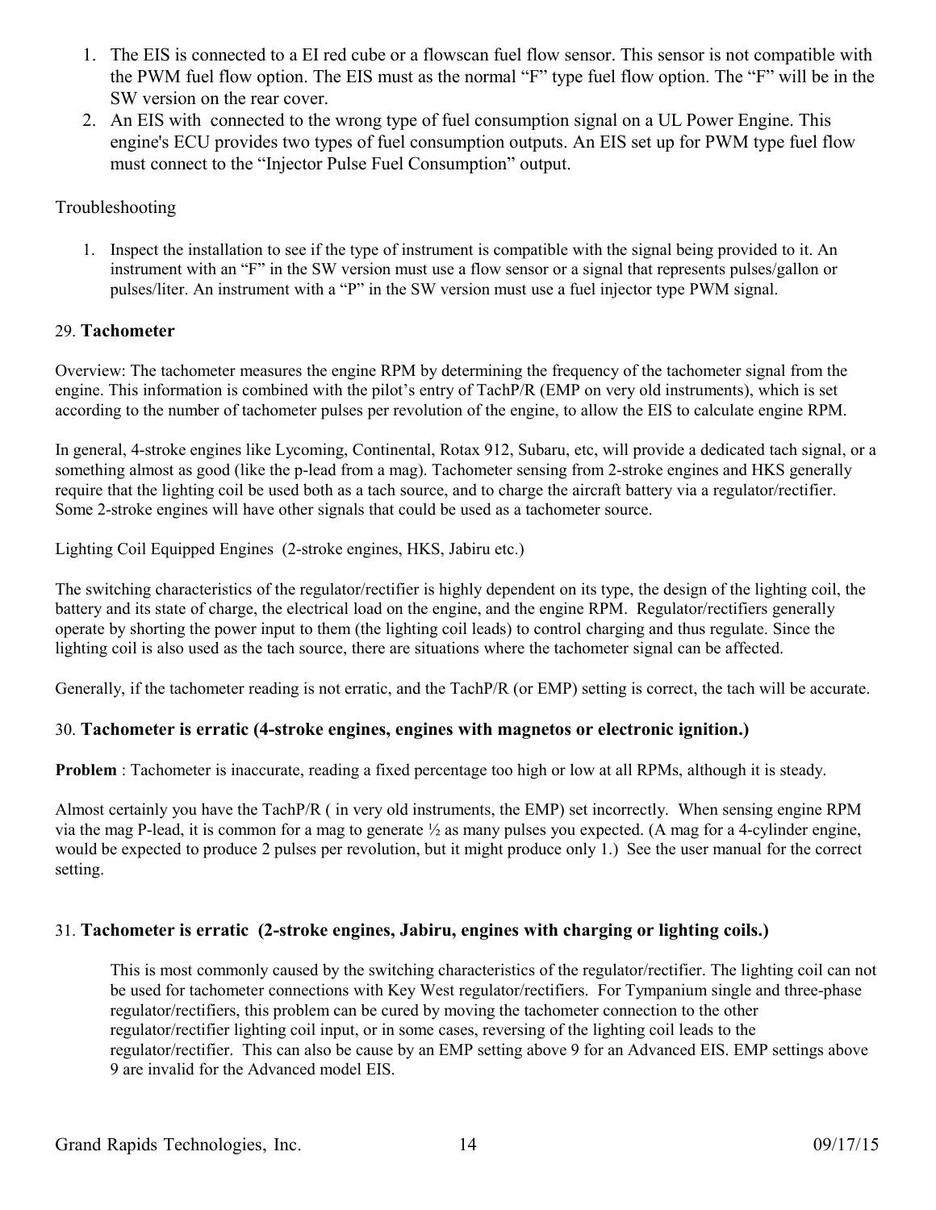1. The EIS is connected to a EI red cube or a flowscan fuel flow sensor. This sensor is not compatible with the PWM fuel flow option. The EIS must as the normal "F" type fuel flow option. The "F" will be in the SW version on the rear cover.
2. An EIS with connected to the wrong type of fuel consumption signal on a UL Power Engine. This engine's ECU provides two types of fuel consumption outputs. An EIS set up for PWM type fuel flow must connect to the "Injector Pulse Fuel Consumption" output.

Troubleshooting

1. Inspect the installation to see if the type of instrument is compatible with the signal being provided to it. An instrument with an "F" in the SW version must use a flow sensor or a signal that represents pulses/gallon or pulses/liter. An instrument with a "P" in the SW version must use a fuel injector type PWM signal.

## 29. **Tachometer**

Overview: The tachometer measures the engine RPM by determining the frequency of the tachometer signal from the engine. This information is combined with the pilot's entry of TachP/R (EMP on very old instruments), which is set according to the number of tachometer pulses per revolution of the engine, to allow the EIS to calculate engine RPM.

In general, 4-stroke engines like Lycoming, Continental, Rotax 912, Subaru, etc, will provide a dedicated tach signal, or a something almost as good (like the p-lead from a mag). Tachometer sensing from 2-stroke engines and HKS generally require that the lighting coil be used both as a tach source, and to charge the aircraft battery via a regulator/rectifier. Some 2-stroke engines will have other signals that could be used as a tachometer source.

Lighting Coil Equipped Engines (2-stroke engines, HKS, Jabiru etc.)

The switching characteristics of the regulator/rectifier is highly dependent on its type, the design of the lighting coil, the battery and its state of charge, the electrical load on the engine, and the engine RPM. Regulator/rectifiers generally operate by shorting the power input to them (the lighting coil leads) to control charging and thus regulate. Since the lighting coil is also used as the tach source, there are situations where the tachometer signal can be affected.

Generally, if the tachometer reading is not erratic, and the TachP/R (or EMP) setting is correct, the tach will be accurate.

## 30. **Tachometer is erratic (4-stroke engines, engines with magnetos or electronic ignition.)**

**Problem** : Tachometer is inaccurate, reading a fixed percentage too high or low at all RPMs, although it is steady.

Almost certainly you have the TachP/R ( in very old instruments, the EMP) set incorrectly. When sensing engine RPM via the mag P-lead, it is common for a mag to generate ½ as many pulses you expected. (A mag for a 4-cylinder engine, would be expected to produce 2 pulses per revolution, but it might produce only 1.) See the user manual for the correct setting.

## 31. **Tachometer is erratic (2-stroke engines, Jabiru, engines with charging or lighting coils.)**

This is most commonly caused by the switching characteristics of the regulator/rectifier. The lighting coil can not be used for tachometer connections with Key West regulator/rectifiers. For Tympanium single and three-phase regulator/rectifiers, this problem can be cured by moving the tachometer connection to the other regulator/rectifier lighting coil input, or in some cases, reversing of the lighting coil leads to the regulator/rectifier. This can also be cause by an EMP setting above 9 for an Advanced EIS. EMP settings above 9 are invalid for the Advanced model EIS.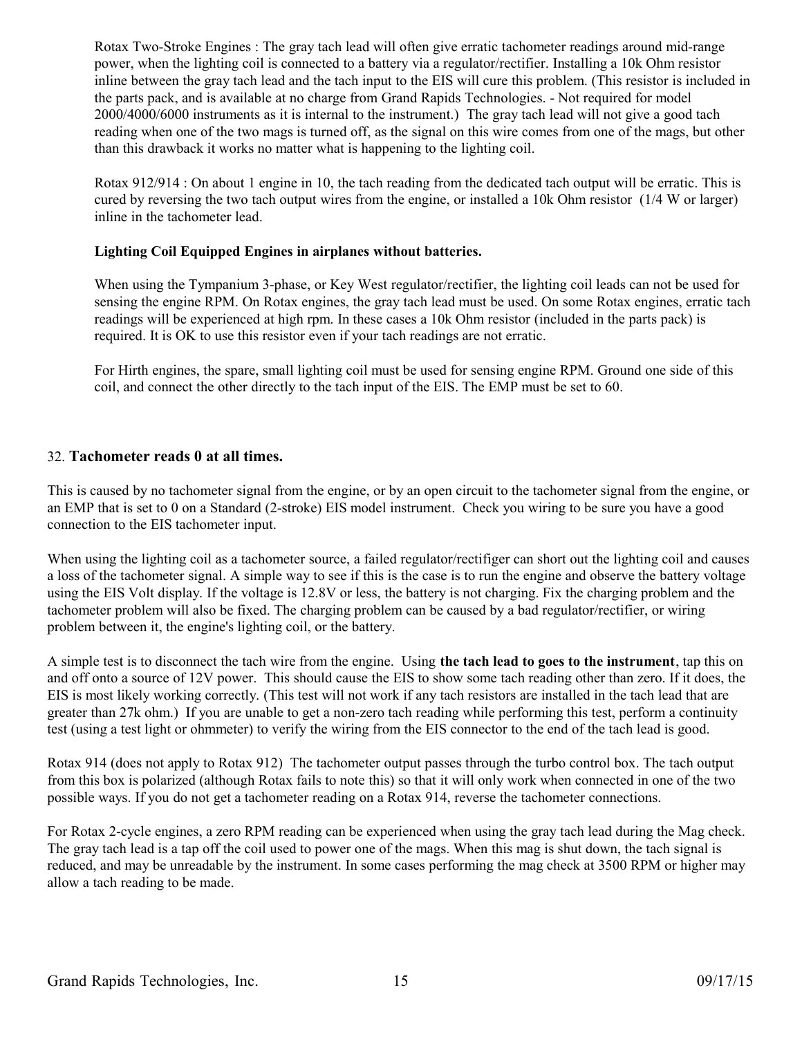Rotax Two-Stroke Engines : The gray tach lead will often give erratic tachometer readings around mid-range power, when the lighting coil is connected to a battery via a regulator/rectifier. Installing a 10k Ohm resistor inline between the gray tach lead and the tach input to the EIS will cure this problem. (This resistor is included in the parts pack, and is available at no charge from Grand Rapids Technologies. - Not required for model 2000/4000/6000 instruments as it is internal to the instrument.) The gray tach lead will not give a good tach reading when one of the two mags is turned off, as the signal on this wire comes from one of the mags, but other than this drawback it works no matter what is happening to the lighting coil.

Rotax 912/914 : On about 1 engine in 10, the tach reading from the dedicated tach output will be erratic. This is cured by reversing the two tach output wires from the engine, or installed a 10k Ohm resistor (1/4 W or larger) inline in the tachometer lead.

**Lighting Coil Equipped Engines in airplanes without batteries.**

When using the Tympanium 3-phase, or Key West regulator/rectifier, the lighting coil leads can not be used for sensing the engine RPM. On Rotax engines, the gray tach lead must be used. On some Rotax engines, erratic tach readings will be experienced at high rpm. In these cases a 10k Ohm resistor (included in the parts pack) is required. It is OK to use this resistor even if your tach readings are not erratic.

For Hirth engines, the spare, small lighting coil must be used for sensing engine RPM. Ground one side of this coil, and connect the other directly to the tach input of the EIS. The EMP must be set to 60.

## 32. **Tachometer reads 0 at all times.**

This is caused by no tachometer signal from the engine, or by an open circuit to the tachometer signal from the engine, or an EMP that is set to 0 on a Standard (2-stroke) EIS model instrument. Check you wiring to be sure you have a good connection to the EIS tachometer input.

When using the lighting coil as a tachometer source, a failed regulator/rectifiger can short out the lighting coil and causes a loss of the tachometer signal. A simple way to see if this is the case is to run the engine and observe the battery voltage using the EIS Volt display. If the voltage is 12.8V or less, the battery is not charging. Fix the charging problem and the tachometer problem will also be fixed. The charging problem can be caused by a bad regulator/rectifier, or wiring problem between it, the engine's lighting coil, or the battery.

A simple test is to disconnect the tach wire from the engine. Using **the tach lead to goes to the instrument**, tap this on and off onto a source of 12V power. This should cause the EIS to show some tach reading other than zero. If it does, the EIS is most likely working correctly. (This test will not work if any tach resistors are installed in the tach lead that are greater than 27k ohm.) If you are unable to get a non-zero tach reading while performing this test, perform a continuity test (using a test light or ohmmeter) to verify the wiring from the EIS connector to the end of the tach lead is good.

Rotax 914 (does not apply to Rotax 912) The tachometer output passes through the turbo control box. The tach output from this box is polarized (although Rotax fails to note this) so that it will only work when connected in one of the two possible ways. If you do not get a tachometer reading on a Rotax 914, reverse the tachometer connections.

For Rotax 2-cycle engines, a zero RPM reading can be experienced when using the gray tach lead during the Mag check. The gray tach lead is a tap off the coil used to power one of the mags. When this mag is shut down, the tach signal is reduced, and may be unreadable by the instrument. In some cases performing the mag check at 3500 RPM or higher may allow a tach reading to be made.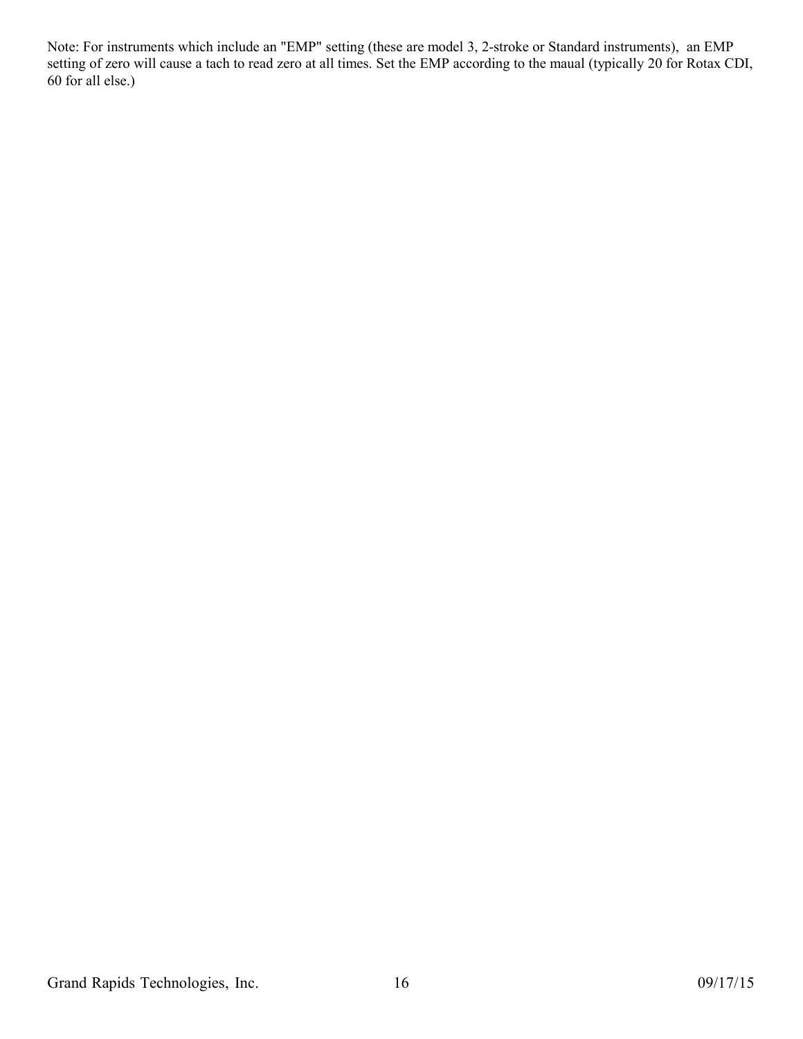Note: For instruments which include an "EMP" setting (these are model 3, 2-stroke or Standard instruments), an EMP setting of zero will cause a tach to read zero at all times. Set the EMP according to the maual (typically 20 for Rotax CDI, 60 for all else.)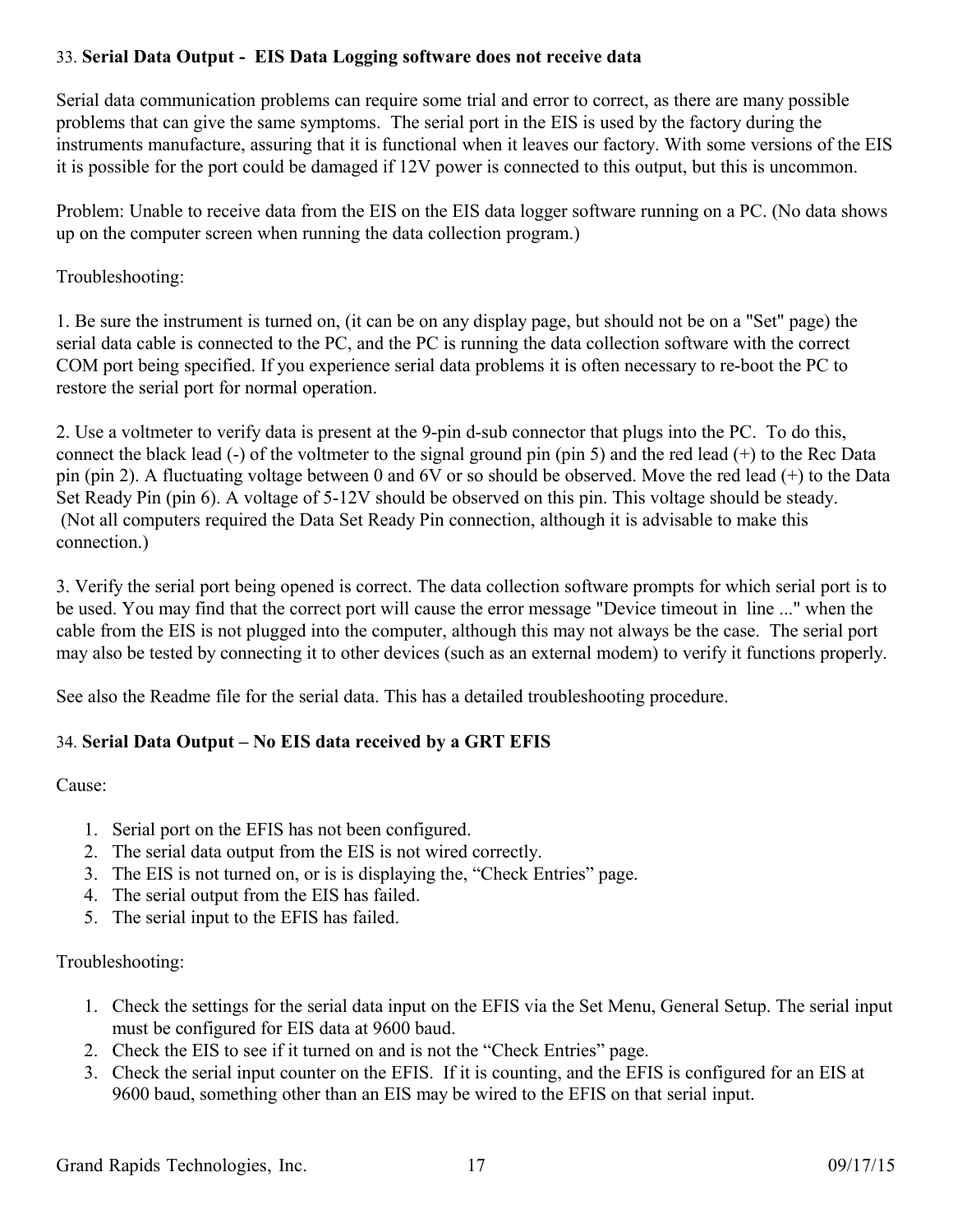33. **Serial Data Output - EIS Data Logging software does not receive data**

Serial data communication problems can require some trial and error to correct, as there are many possible problems that can give the same symptoms. The serial port in the EIS is used by the factory during the instruments manufacture, assuring that it is functional when it leaves our factory. With some versions of the EIS it is possible for the port could be damaged if 12V power is connected to this output, but this is uncommon.

Problem: Unable to receive data from the EIS on the EIS data logger software running on a PC. (No data shows up on the computer screen when running the data collection program.)

Troubleshooting:

1. Be sure the instrument is turned on, (it can be on any display page, but should not be on a "Set" page) the serial data cable is connected to the PC, and the PC is running the data collection software with the correct COM port being specified. If you experience serial data problems it is often necessary to re-boot the PC to restore the serial port for normal operation.

2. Use a voltmeter to verify data is present at the 9-pin d-sub connector that plugs into the PC. To do this, connect the black lead (-) of the voltmeter to the signal ground pin (pin 5) and the red lead (+) to the Rec Data pin (pin 2). A fluctuating voltage between 0 and 6V or so should be observed. Move the red lead (+) to the Data Set Ready Pin (pin 6). A voltage of 5-12V should be observed on this pin. This voltage should be steady. (Not all computers required the Data Set Ready Pin connection, although it is advisable to make this connection.)

3. Verify the serial port being opened is correct. The data collection software prompts for which serial port is to be used. You may find that the correct port will cause the error message "Device timeout in line ..." when the cable from the EIS is not plugged into the computer, although this may not always be the case. The serial port may also be tested by connecting it to other devices (such as an external modem) to verify it functions properly.

See also the Readme file for the serial data. This has a detailed troubleshooting procedure.

34. **Serial Data Output – No EIS data received by a GRT EFIS**

Cause:

1. Serial port on the EFIS has not been configured.
2. The serial data output from the EIS is not wired correctly.
3. The EIS is not turned on, or is is displaying the, “Check Entries” page.
4. The serial output from the EIS has failed.
5. The serial input to the EFIS has failed.

Troubleshooting:

1. Check the settings for the serial data input on the EFIS via the Set Menu, General Setup. The serial input must be configured for EIS data at 9600 baud.
2. Check the EIS to see if it turned on and is not the “Check Entries” page.
3. Check the serial input counter on the EFIS. If it is counting, and the EFIS is configured for an EIS at 9600 baud, something other than an EIS may be wired to the EFIS on that serial input.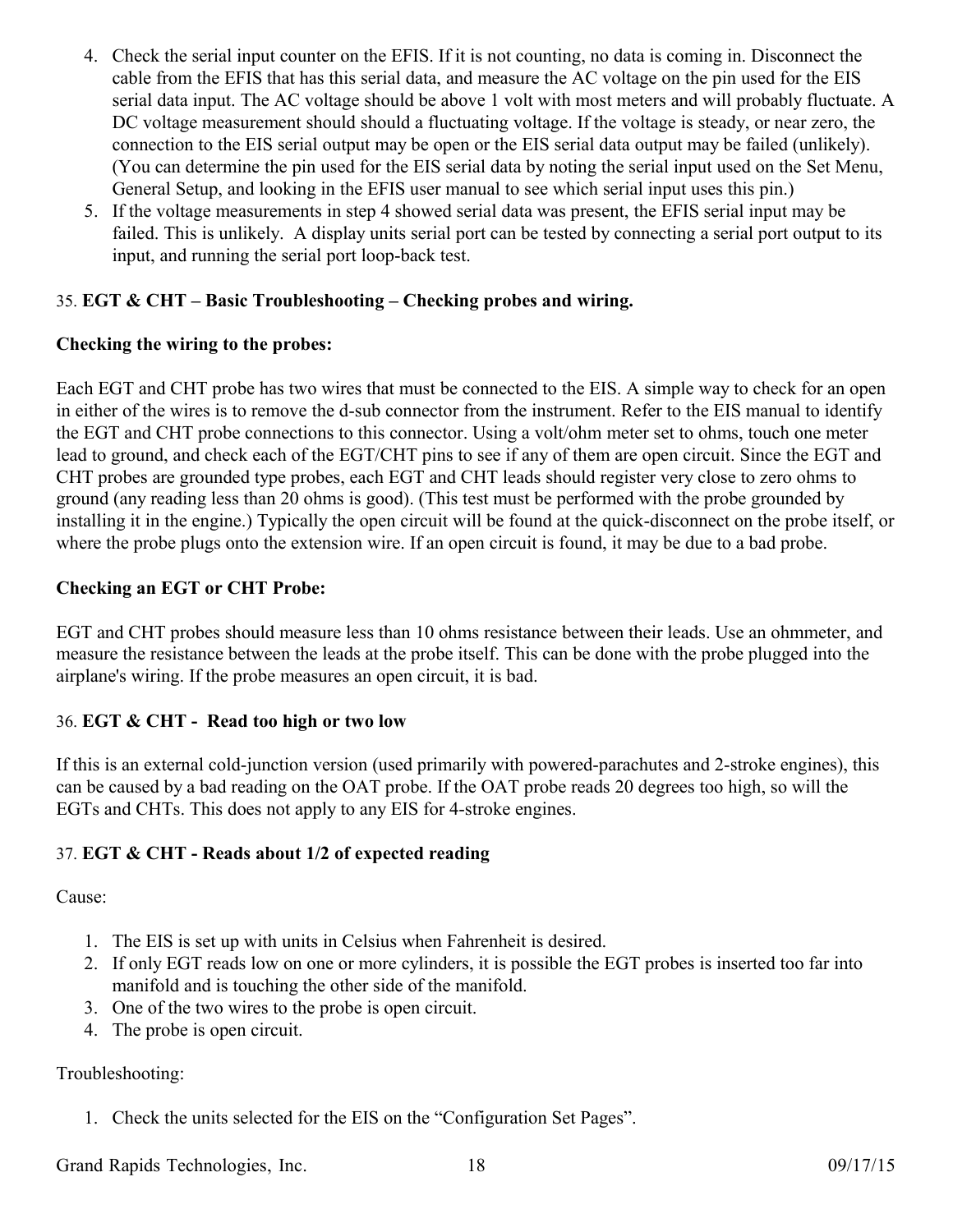4. Check the serial input counter on the EFIS. If it is not counting, no data is coming in. Disconnect the cable from the EFIS that has this serial data, and measure the AC voltage on the pin used for the EIS serial data input. The AC voltage should be above 1 volt with most meters and will probably fluctuate. A DC voltage measurement should should a fluctuating voltage. If the voltage is steady, or near zero, the connection to the EIS serial output may be open or the EIS serial data output may be failed (unlikely). (You can determine the pin used for the EIS serial data by noting the serial input used on the Set Menu, General Setup, and looking in the EFIS user manual to see which serial input uses this pin.)
5. If the voltage measurements in step 4 showed serial data was present, the EFIS serial input may be failed. This is unlikely. A display units serial port can be tested by connecting a serial port output to its input, and running the serial port loop-back test.

### 35. **EGT & CHT – Basic Troubleshooting – Checking probes and wiring.**

**Checking the wiring to the probes:**

Each EGT and CHT probe has two wires that must be connected to the EIS. A simple way to check for an open in either of the wires is to remove the d-sub connector from the instrument. Refer to the EIS manual to identify the EGT and CHT probe connections to this connector. Using a volt/ohm meter set to ohms, touch one meter lead to ground, and check each of the EGT/CHT pins to see if any of them are open circuit. Since the EGT and CHT probes are grounded type probes, each EGT and CHT leads should register very close to zero ohms to ground (any reading less than 20 ohms is good). (This test must be performed with the probe grounded by installing it in the engine.) Typically the open circuit will be found at the quick-disconnect on the probe itself, or where the probe plugs onto the extension wire. If an open circuit is found, it may be due to a bad probe.

**Checking an EGT or CHT Probe:**

EGT and CHT probes should measure less than 10 ohms resistance between their leads. Use an ohmmeter, and measure the resistance between the leads at the probe itself. This can be done with the probe plugged into the airplane's wiring. If the probe measures an open circuit, it is bad.

### 36. **EGT & CHT - Read too high or two low**

If this is an external cold-junction version (used primarily with powered-parachutes and 2-stroke engines), this can be caused by a bad reading on the OAT probe. If the OAT probe reads 20 degrees too high, so will the EGTs and CHTs. This does not apply to any EIS for 4-stroke engines.

### 37. **EGT & CHT - Reads about 1/2 of expected reading**

Cause:

1. The EIS is set up with units in Celsius when Fahrenheit is desired.
2. If only EGT reads low on one or more cylinders, it is possible the EGT probes is inserted too far into manifold and is touching the other side of the manifold.
3. One of the two wires to the probe is open circuit.
4. The probe is open circuit.

Troubleshooting:

1. Check the units selected for the EIS on the “Configuration Set Pages”.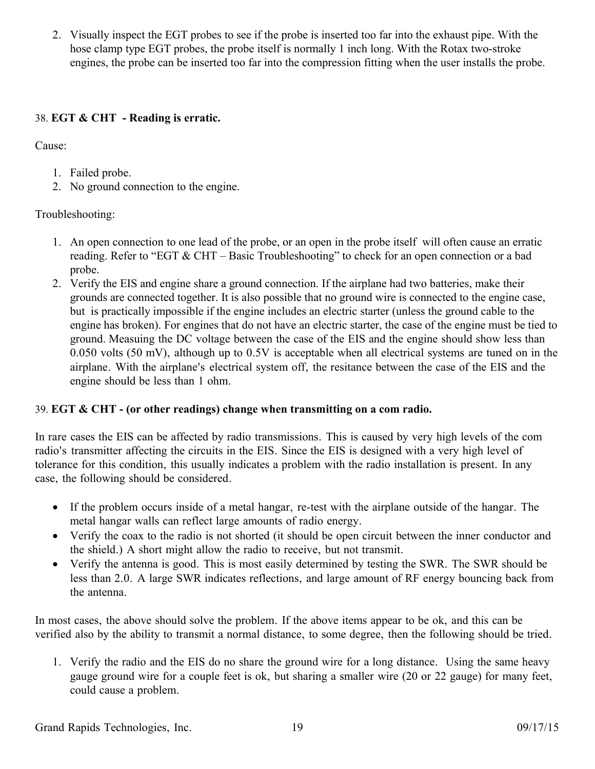2. Visually inspect the EGT probes to see if the probe is inserted too far into the exhaust pipe. With the hose clamp type EGT probes, the probe itself is normally 1 inch long. With the Rotax two-stroke engines, the probe can be inserted too far into the compression fitting when the user installs the probe.

38. **EGT & CHT - Reading is erratic.**

Cause:

1. Failed probe.
2. No ground connection to the engine.

Troubleshooting:

1. An open connection to one lead of the probe, or an open in the probe itself will often cause an erratic reading. Refer to “EGT & CHT – Basic Troubleshooting” to check for an open connection or a bad probe.
2. Verify the EIS and engine share a ground connection. If the airplane had two batteries, make their grounds are connected together. It is also possible that no ground wire is connected to the engine case, but is practically impossible if the engine includes an electric starter (unless the ground cable to the engine has broken). For engines that do not have an electric starter, the case of the engine must be tied to ground. Measuing the DC voltage between the case of the EIS and the engine should show less than 0.050 volts (50 mV), although up to 0.5V is acceptable when all electrical systems are tuned on in the airplane. With the airplane's electrical system off, the resitance between the case of the EIS and the engine should be less than 1 ohm.

39. **EGT & CHT - (or other readings) change when transmitting on a com radio.**

In rare cases the EIS can be affected by radio transmissions. This is caused by very high levels of the com radio's transmitter affecting the circuits in the EIS. Since the EIS is designed with a very high level of tolerance for this condition, this usually indicates a problem with the radio installation is present. In any case, the following should be considered.

- If the problem occurs inside of a metal hangar, re-test with the airplane outside of the hangar. The metal hangar walls can reflect large amounts of radio energy.
- Verify the coax to the radio is not shorted (it should be open circuit between the inner conductor and the shield.) A short might allow the radio to receive, but not transmit.
- Verify the antenna is good. This is most easily determined by testing the SWR. The SWR should be less than 2.0. A large SWR indicates reflections, and large amount of RF energy bouncing back from the antenna.

In most cases, the above should solve the problem. If the above items appear to be ok, and this can be verified also by the ability to transmit a normal distance, to some degree, then the following should be tried.

1. Verify the radio and the EIS do no share the ground wire for a long distance. Using the same heavy gauge ground wire for a couple feet is ok, but sharing a smaller wire (20 or 22 gauge) for many feet, could cause a problem.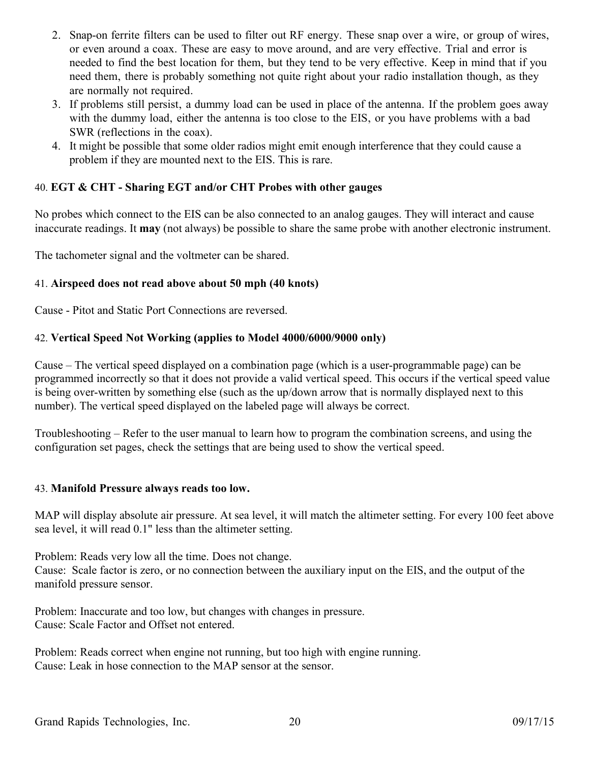2. Snap-on ferrite filters can be used to filter out RF energy. These snap over a wire, or group of wires, or even around a coax. These are easy to move around, and are very effective. Trial and error is needed to find the best location for them, but they tend to be very effective. Keep in mind that if you need them, there is probably something not quite right about your radio installation though, as they are normally not required.
3. If problems still persist, a dummy load can be used in place of the antenna. If the problem goes away with the dummy load, either the antenna is too close to the EIS, or you have problems with a bad SWR (reflections in the coax).
4. It might be possible that some older radios might emit enough interference that they could cause a problem if they are mounted next to the EIS. This is rare.

### 40. **EGT & CHT - Sharing EGT and/or CHT Probes with other gauges**

No probes which connect to the EIS can be also connected to an analog gauges. They will interact and cause inaccurate readings. It **may** (not always) be possible to share the same probe with another electronic instrument.

The tachometer signal and the voltmeter can be shared.

### 41. **Airspeed does not read above about 50 mph (40 knots)**

Cause - Pitot and Static Port Connections are reversed.

### 42. **Vertical Speed Not Working (applies to Model 4000/6000/9000 only)**

Cause – The vertical speed displayed on a combination page (which is a user-programmable page) can be programmed incorrectly so that it does not provide a valid vertical speed. This occurs if the vertical speed value is being over-written by something else (such as the up/down arrow that is normally displayed next to this number). The vertical speed displayed on the labeled page will always be correct.

Troubleshooting – Refer to the user manual to learn how to program the combination screens, and using the configuration set pages, check the settings that are being used to show the vertical speed.

### 43. **Manifold Pressure always reads too low.**

MAP will display absolute air pressure. At sea level, it will match the altimeter setting. For every 100 feet above sea level, it will read 0.1" less than the altimeter setting.

Problem: Reads very low all the time. Does not change.
Cause: Scale factor is zero, or no connection between the auxiliary input on the EIS, and the output of the manifold pressure sensor.

Problem: Inaccurate and too low, but changes with changes in pressure.
Cause: Scale Factor and Offset not entered.

Problem: Reads correct when engine not running, but too high with engine running.
Cause: Leak in hose connection to the MAP sensor at the sensor.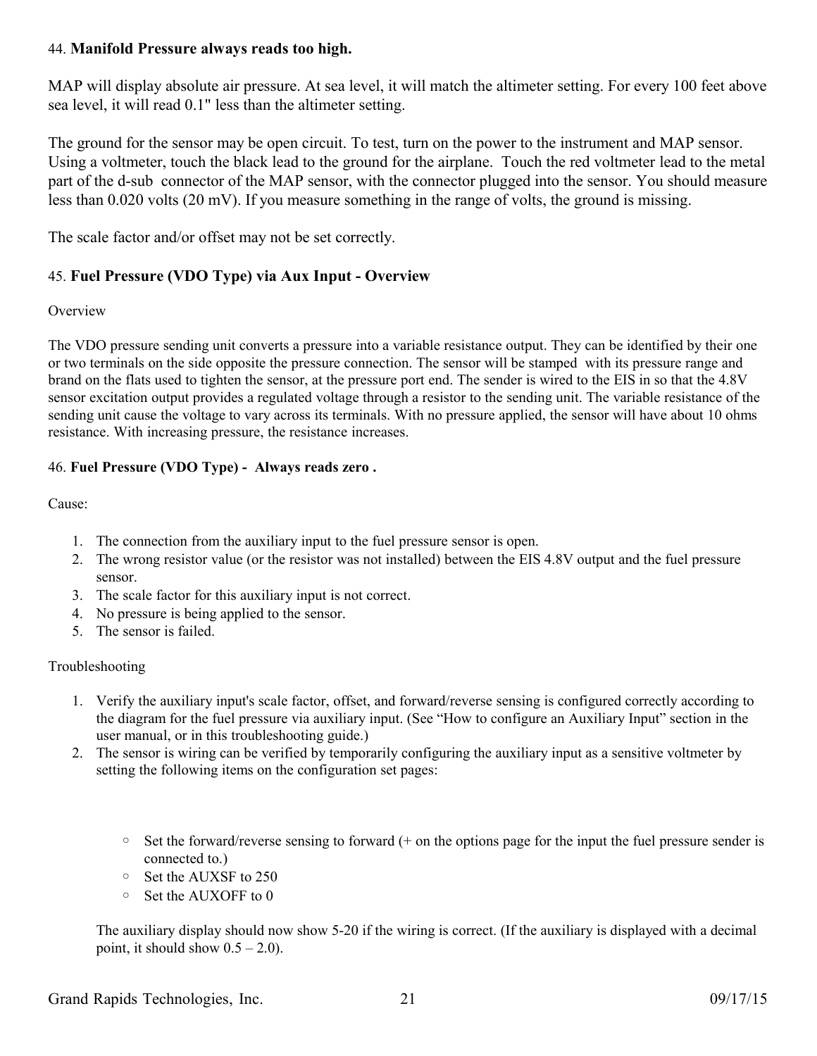## 44. **Manifold Pressure always reads too high.**

MAP will display absolute air pressure. At sea level, it will match the altimeter setting. For every 100 feet above sea level, it will read 0.1" less than the altimeter setting.

The ground for the sensor may be open circuit. To test, turn on the power to the instrument and MAP sensor. Using a voltmeter, touch the black lead to the ground for the airplane. Touch the red voltmeter lead to the metal part of the d-sub connector of the MAP sensor, with the connector plugged into the sensor. You should measure less than 0.020 volts (20 mV). If you measure something in the range of volts, the ground is missing.

The scale factor and/or offset may not be set correctly.

## 45. **Fuel Pressure (VDO Type) via Aux Input - Overview**

Overview

The VDO pressure sending unit converts a pressure into a variable resistance output. They can be identified by their one or two terminals on the side opposite the pressure connection. The sensor will be stamped with its pressure range and brand on the flats used to tighten the sensor, at the pressure port end. The sender is wired to the EIS in so that the 4.8V sensor excitation output provides a regulated voltage through a resistor to the sending unit. The variable resistance of the sending unit cause the voltage to vary across its terminals. With no pressure applied, the sensor will have about 10 ohms resistance. With increasing pressure, the resistance increases.

## 46. **Fuel Pressure (VDO Type) - Always reads zero .**

Cause:

1. The connection from the auxiliary input to the fuel pressure sensor is open.
2. The wrong resistor value (or the resistor was not installed) between the EIS 4.8V output and the fuel pressure sensor.
3. The scale factor for this auxiliary input is not correct.
4. No pressure is being applied to the sensor.
5. The sensor is failed.

Troubleshooting

1. Verify the auxiliary input's scale factor, offset, and forward/reverse sensing is configured correctly according to the diagram for the fuel pressure via auxiliary input. (See “How to configure an Auxiliary Input” section in the user manual, or in this troubleshooting guide.)
2. The sensor is wiring can be verified by temporarily configuring the auxiliary input as a sensitive voltmeter by setting the following items on the configuration set pages:

   - Set the forward/reverse sensing to forward (+ on the options page for the input the fuel pressure sender is connected to.)
   - Set the AUXSF to 250
   - Set the AUXOFF to 0

   The auxiliary display should now show 5-20 if the wiring is correct. (If the auxiliary is displayed with a decimal point, it should show 0.5 – 2.0).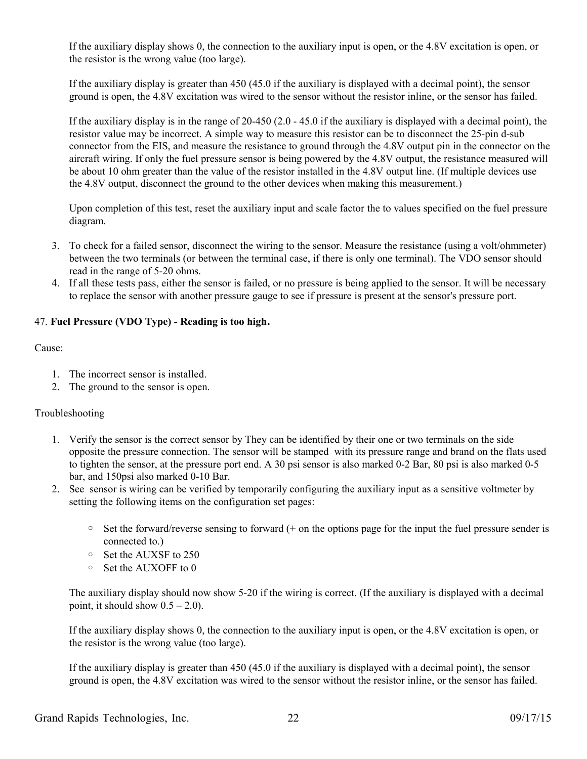If the auxiliary display shows 0, the connection to the auxiliary input is open, or the 4.8V excitation is open, or the resistor is the wrong value (too large).

If the auxiliary display is greater than 450 (45.0 if the auxiliary is displayed with a decimal point), the sensor ground is open, the 4.8V excitation was wired to the sensor without the resistor inline, or the sensor has failed.

If the auxiliary display is in the range of 20-450 (2.0 - 45.0 if the auxiliary is displayed with a decimal point), the resistor value may be incorrect. A simple way to measure this resistor can be to disconnect the 25-pin d-sub connector from the EIS, and measure the resistance to ground through the 4.8V output pin in the connector on the aircraft wiring. If only the fuel pressure sensor is being powered by the 4.8V output, the resistance measured will be about 10 ohm greater than the value of the resistor installed in the 4.8V output line. (If multiple devices use the 4.8V output, disconnect the ground to the other devices when making this measurement.)

Upon completion of this test, reset the auxiliary input and scale factor the to values specified on the fuel pressure diagram.

3. To check for a failed sensor, disconnect the wiring to the sensor. Measure the resistance (using a volt/ohmmeter) between the two terminals (or between the terminal case, if there is only one terminal). The VDO sensor should read in the range of 5-20 ohms.
4. If all these tests pass, either the sensor is failed, or no pressure is being applied to the sensor. It will be necessary to replace the sensor with another pressure gauge to see if pressure is present at the sensor's pressure port.

47. **Fuel Pressure (VDO Type) - Reading is too high.**

Cause:

1. The incorrect sensor is installed.
2. The ground to the sensor is open.

Troubleshooting

1. Verify the sensor is the correct sensor by They can be identified by their one or two terminals on the side opposite the pressure connection. The sensor will be stamped with its pressure range and brand on the flats used to tighten the sensor, at the pressure port end. A 30 psi sensor is also marked 0-2 Bar, 80 psi is also marked 0-5 bar, and 150psi also marked 0-10 Bar.
2. See sensor is wiring can be verified by temporarily configuring the auxiliary input as a sensitive voltmeter by setting the following items on the configuration set pages:

   - Set the forward/reverse sensing to forward (+ on the options page for the input the fuel pressure sender is connected to.)
   - Set the AUXSF to 250
   - Set the AUXOFF to 0

   The auxiliary display should now show 5-20 if the wiring is correct. (If the auxiliary is displayed with a decimal point, it should show 0.5 – 2.0).

   If the auxiliary display shows 0, the connection to the auxiliary input is open, or the 4.8V excitation is open, or the resistor is the wrong value (too large).

   If the auxiliary display is greater than 450 (45.0 if the auxiliary is displayed with a decimal point), the sensor ground is open, the 4.8V excitation was wired to the sensor without the resistor inline, or the sensor has failed.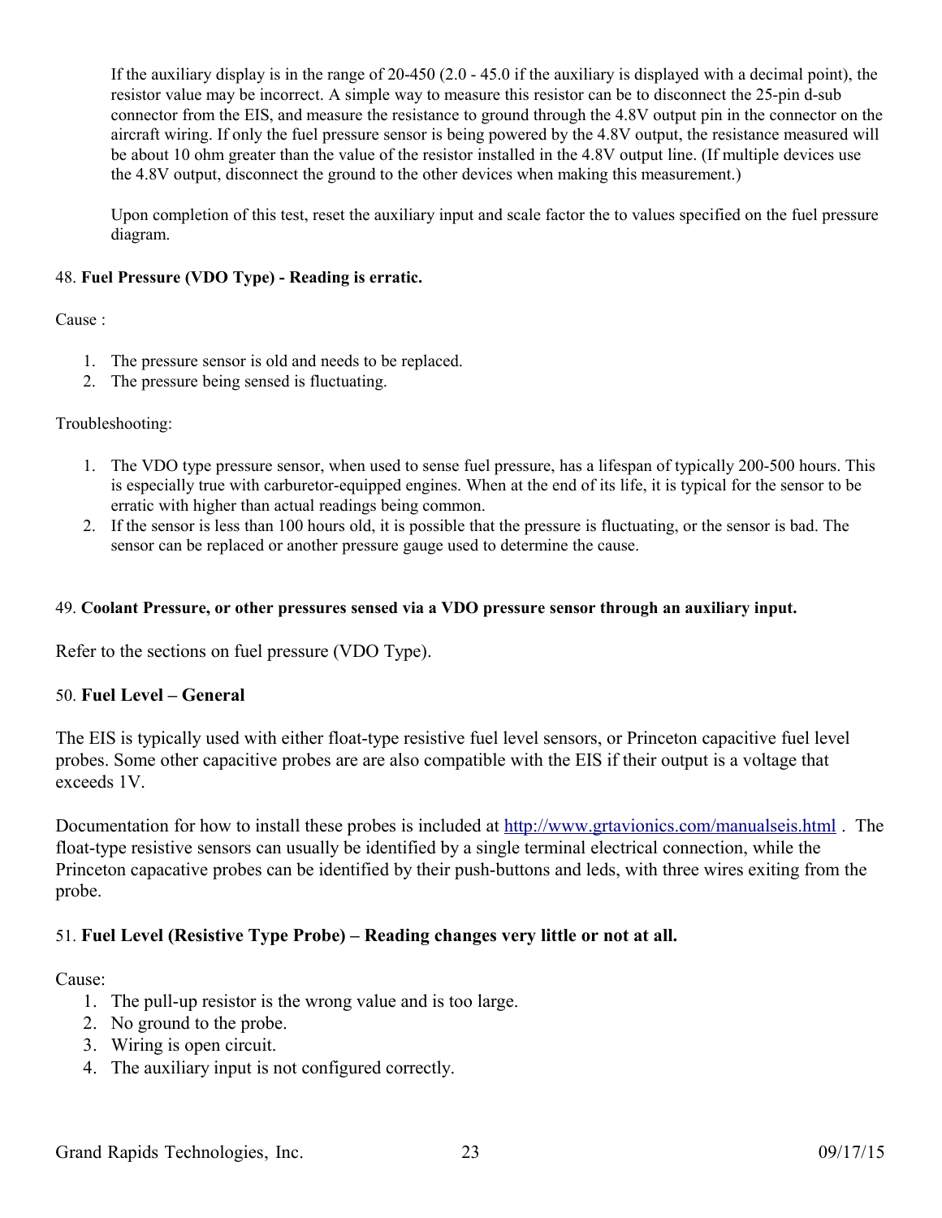If the auxiliary display is in the range of 20-450 (2.0 - 45.0 if the auxiliary is displayed with a decimal point), the resistor value may be incorrect. A simple way to measure this resistor can be to disconnect the 25-pin d-sub connector from the EIS, and measure the resistance to ground through the 4.8V output pin in the connector on the aircraft wiring. If only the fuel pressure sensor is being powered by the 4.8V output, the resistance measured will be about 10 ohm greater than the value of the resistor installed in the 4.8V output line. (If multiple devices use the 4.8V output, disconnect the ground to the other devices when making this measurement.)

Upon completion of this test, reset the auxiliary input and scale factor the to values specified on the fuel pressure diagram.

### 48. **Fuel Pressure (VDO Type) - Reading is erratic.**

Cause :

1. The pressure sensor is old and needs to be replaced.
2. The pressure being sensed is fluctuating.

Troubleshooting:

1. The VDO type pressure sensor, when used to sense fuel pressure, has a lifespan of typically 200-500 hours. This is especially true with carburetor-equipped engines. When at the end of its life, it is typical for the sensor to be erratic with higher than actual readings being common.
2. If the sensor is less than 100 hours old, it is possible that the pressure is fluctuating, or the sensor is bad. The sensor can be replaced or another pressure gauge used to determine the cause.

### 49. **Coolant Pressure, or other pressures sensed via a VDO pressure sensor through an auxiliary input.**

Refer to the sections on fuel pressure (VDO Type).

### 50. **Fuel Level – General**

The EIS is typically used with either float-type resistive fuel level sensors, or Princeton capacitive fuel level probes. Some other capacitive probes are are also compatible with the EIS if their output is a voltage that exceeds 1V.

Documentation for how to install these probes is included at http://www.grtavionics.com/manualseis.html . The float-type resistive sensors can usually be identified by a single terminal electrical connection, while the Princeton capacative probes can be identified by their push-buttons and leds, with three wires exiting from the probe.

### 51. **Fuel Level (Resistive Type Probe) – Reading changes very little or not at all.**

Cause:

1. The pull-up resistor is the wrong value and is too large.
2. No ground to the probe.
3. Wiring is open circuit.
4. The auxiliary input is not configured correctly.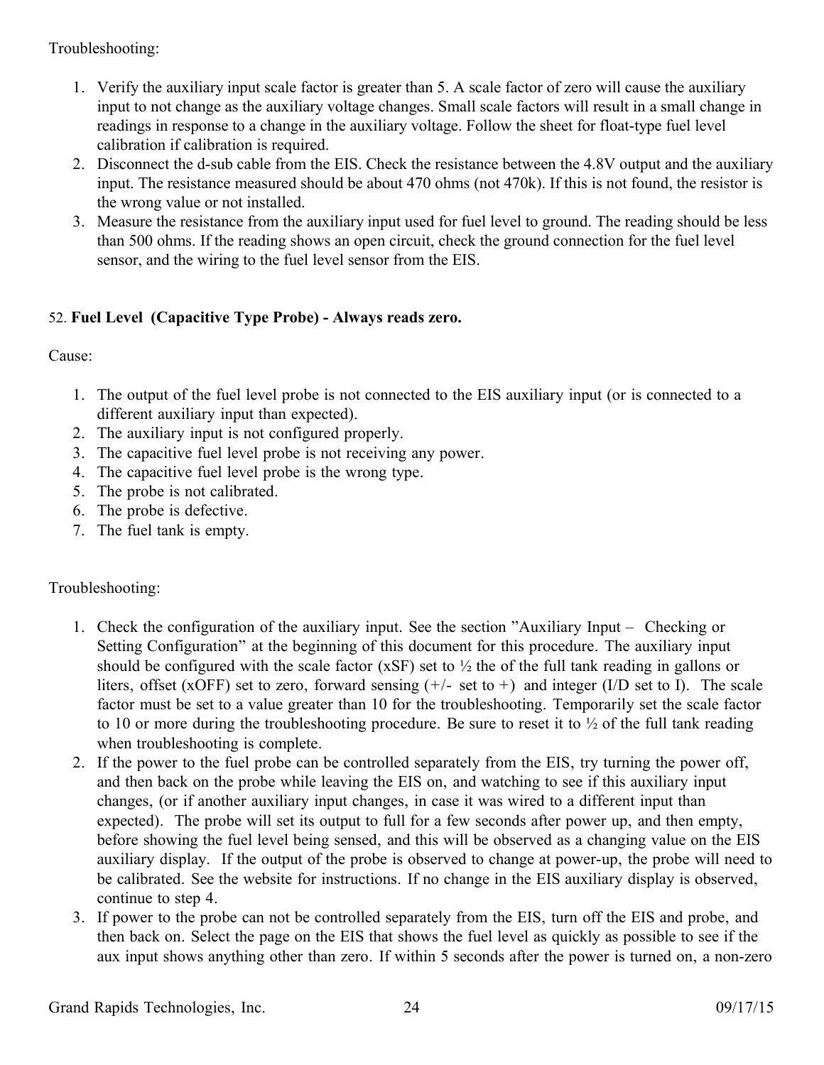Troubleshooting:

1. Verify the auxiliary input scale factor is greater than 5. A scale factor of zero will cause the auxiliary input to not change as the auxiliary voltage changes. Small scale factors will result in a small change in readings in response to a change in the auxiliary voltage. Follow the sheet for float-type fuel level calibration if calibration is required.
2. Disconnect the d-sub cable from the EIS. Check the resistance between the 4.8V output and the auxiliary input. The resistance measured should be about 470 ohms (not 470k). If this is not found, the resistor is the wrong value or not installed.
3. Measure the resistance from the auxiliary input used for fuel level to ground. The reading should be less than 500 ohms. If the reading shows an open circuit, check the ground connection for the fuel level sensor, and the wiring to the fuel level sensor from the EIS.

52. **Fuel Level (Capacitive Type Probe) - Always reads zero.**

Cause:

1. The output of the fuel level probe is not connected to the EIS auxiliary input (or is connected to a different auxiliary input than expected).
2. The auxiliary input is not configured properly.
3. The capacitive fuel level probe is not receiving any power.
4. The capacitive fuel level probe is the wrong type.
5. The probe is not calibrated.
6. The probe is defective.
7. The fuel tank is empty.

Troubleshooting:

1. Check the configuration of the auxiliary input. See the section "Auxiliary Input – Checking or Setting Configuration" at the beginning of this document for this procedure. The auxiliary input should be configured with the scale factor (xSF) set to ½ the of the full tank reading in gallons or liters, offset (xOFF) set to zero, forward sensing (+/- set to +) and integer (I/D set to I). The scale factor must be set to a value greater than 10 for the troubleshooting. Temporarily set the scale factor to 10 or more during the troubleshooting procedure. Be sure to reset it to ½ of the full tank reading when troubleshooting is complete.
2. If the power to the fuel probe can be controlled separately from the EIS, try turning the power off, and then back on the probe while leaving the EIS on, and watching to see if this auxiliary input changes, (or if another auxiliary input changes, in case it was wired to a different input than expected). The probe will set its output to full for a few seconds after power up, and then empty, before showing the fuel level being sensed, and this will be observed as a changing value on the EIS auxiliary display. If the output of the probe is observed to change at power-up, the probe will need to be calibrated. See the website for instructions. If no change in the EIS auxiliary display is observed, continue to step 4.
3. If power to the probe can not be controlled separately from the EIS, turn off the EIS and probe, and then back on. Select the page on the EIS that shows the fuel level as quickly as possible to see if the aux input shows anything other than zero. If within 5 seconds after the power is turned on, a non-zero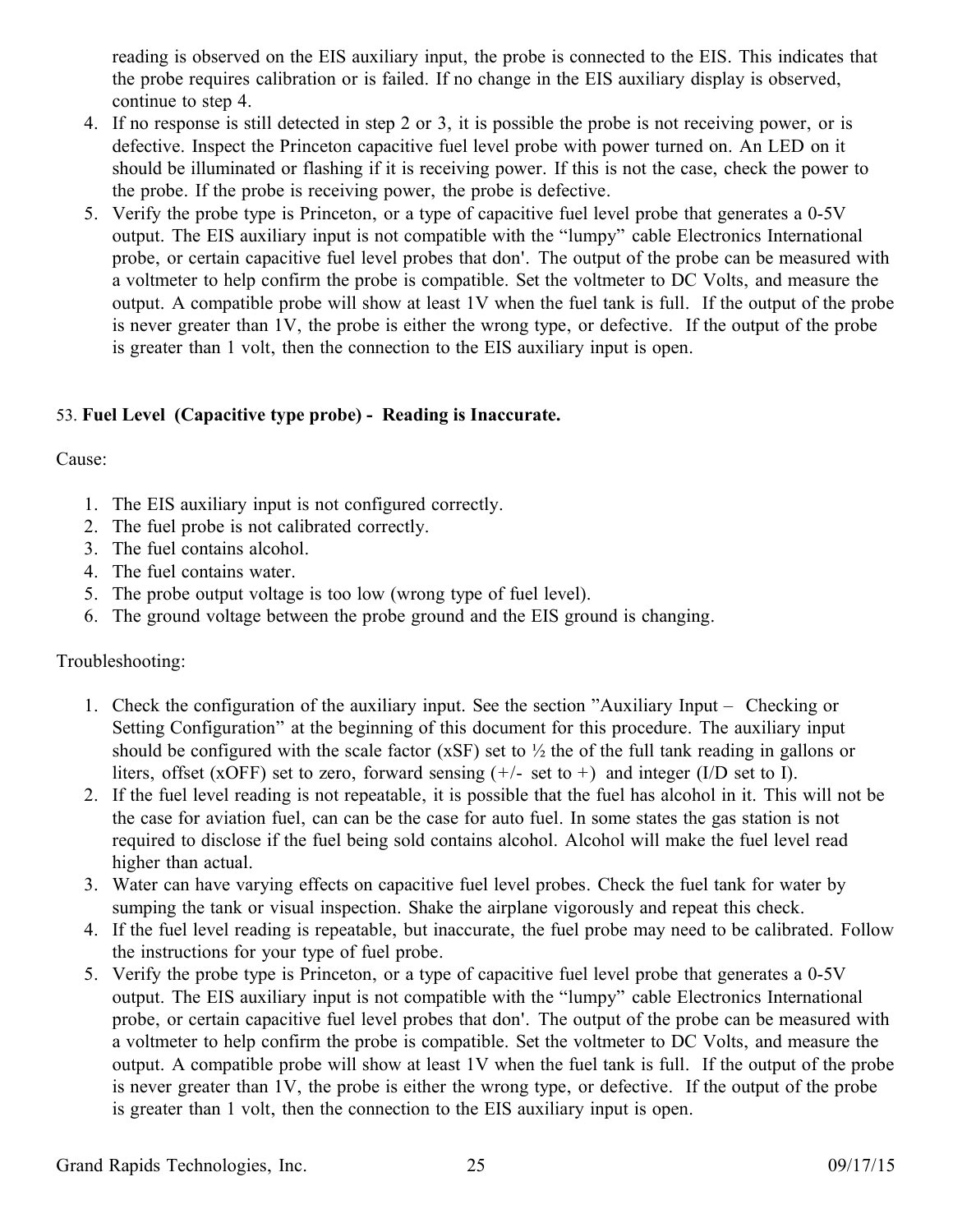reading is observed on the EIS auxiliary input, the probe is connected to the EIS. This indicates that the probe requires calibration or is failed. If no change in the EIS auxiliary display is observed, continue to step 4.

4. If no response is still detected in step 2 or 3, it is possible the probe is not receiving power, or is defective. Inspect the Princeton capacitive fuel level probe with power turned on. An LED on it should be illuminated or flashing if it is receiving power. If this is not the case, check the power to the probe. If the probe is receiving power, the probe is defective.
5. Verify the probe type is Princeton, or a type of capacitive fuel level probe that generates a 0-5V output. The EIS auxiliary input is not compatible with the "lumpy" cable Electronics International probe, or certain capacitive fuel level probes that don'. The output of the probe can be measured with a voltmeter to help confirm the probe is compatible. Set the voltmeter to DC Volts, and measure the output. A compatible probe will show at least 1V when the fuel tank is full. If the output of the probe is never greater than 1V, the probe is either the wrong type, or defective. If the output of the probe is greater than 1 volt, then the connection to the EIS auxiliary input is open.

53. **Fuel Level (Capacitive type probe) - Reading is Inaccurate.**

Cause:

1. The EIS auxiliary input is not configured correctly.
2. The fuel probe is not calibrated correctly.
3. The fuel contains alcohol.
4. The fuel contains water.
5. The probe output voltage is too low (wrong type of fuel level).
6. The ground voltage between the probe ground and the EIS ground is changing.

Troubleshooting:

1. Check the configuration of the auxiliary input. See the section "Auxiliary Input – Checking or Setting Configuration" at the beginning of this document for this procedure. The auxiliary input should be configured with the scale factor (xSF) set to ½ the of the full tank reading in gallons or liters, offset (xOFF) set to zero, forward sensing (+/- set to +) and integer (I/D set to I).
2. If the fuel level reading is not repeatable, it is possible that the fuel has alcohol in it. This will not be the case for aviation fuel, can can be the case for auto fuel. In some states the gas station is not required to disclose if the fuel being sold contains alcohol. Alcohol will make the fuel level read higher than actual.
3. Water can have varying effects on capacitive fuel level probes. Check the fuel tank for water by sumping the tank or visual inspection. Shake the airplane vigorously and repeat this check.
4. If the fuel level reading is repeatable, but inaccurate, the fuel probe may need to be calibrated. Follow the instructions for your type of fuel probe.
5. Verify the probe type is Princeton, or a type of capacitive fuel level probe that generates a 0-5V output. The EIS auxiliary input is not compatible with the "lumpy" cable Electronics International probe, or certain capacitive fuel level probes that don'. The output of the probe can be measured with a voltmeter to help confirm the probe is compatible. Set the voltmeter to DC Volts, and measure the output. A compatible probe will show at least 1V when the fuel tank is full. If the output of the probe is never greater than 1V, the probe is either the wrong type, or defective. If the output of the probe is greater than 1 volt, then the connection to the EIS auxiliary input is open.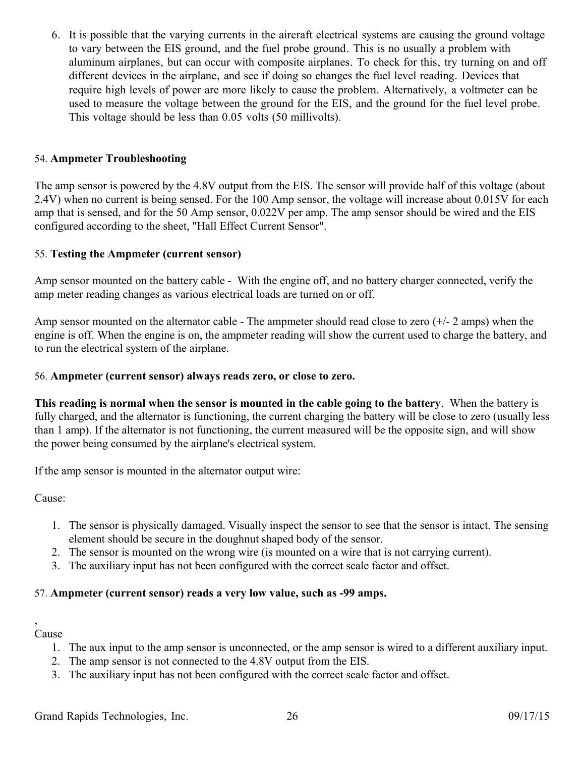6. It is possible that the varying currents in the aircraft electrical systems are causing the ground voltage to vary between the EIS ground, and the fuel probe ground. This is no usually a problem with aluminum airplanes, but can occur with composite airplanes. To check for this, try turning on and off different devices in the airplane, and see if doing so changes the fuel level reading. Devices that require high levels of power are more likely to cause the problem. Alternatively, a voltmeter can be used to measure the voltage between the ground for the EIS, and the ground for the fuel level probe. This voltage should be less than 0.05 volts (50 millivolts).

### 54. **Ampmeter Troubleshooting**

The amp sensor is powered by the 4.8V output from the EIS. The sensor will provide half of this voltage (about 2.4V) when no current is being sensed. For the 100 Amp sensor, the voltage will increase about 0.015V for each amp that is sensed, and for the 50 Amp sensor, 0.022V per amp. The amp sensor should be wired and the EIS configured according to the sheet, "Hall Effect Current Sensor".

### 55. **Testing the Ampmeter (current sensor)**

Amp sensor mounted on the battery cable - With the engine off, and no battery charger connected, verify the amp meter reading changes as various electrical loads are turned on or off.

Amp sensor mounted on the alternator cable - The ampmeter should read close to zero (+/- 2 amps) when the engine is off. When the engine is on, the ampmeter reading will show the current used to charge the battery, and to run the electrical system of the airplane.

### 56. **Ampmeter (current sensor) always reads zero, or close to zero.**

**This reading is normal when the sensor is mounted in the cable going to the battery**. When the battery is fully charged, and the alternator is functioning, the current charging the battery will be close to zero (usually less than 1 amp). If the alternator is not functioning, the current measured will be the opposite sign, and will show the power being consumed by the airplane's electrical system.

If the amp sensor is mounted in the alternator output wire:

Cause:

1. The sensor is physically damaged. Visually inspect the sensor to see that the sensor is intact. The sensing element should be secure in the doughnut shaped body of the sensor.
2. The sensor is mounted on the wrong wire (is mounted on a wire that is not carrying current).
3. The auxiliary input has not been configured with the correct scale factor and offset.

### 57. **Ampmeter (current sensor) reads a very low value, such as -99 amps.**

,
Cause

1. The aux input to the amp sensor is unconnected, or the amp sensor is wired to a different auxiliary input.
2. The amp sensor is not connected to the 4.8V output from the EIS.
3. The auxiliary input has not been configured with the correct scale factor and offset.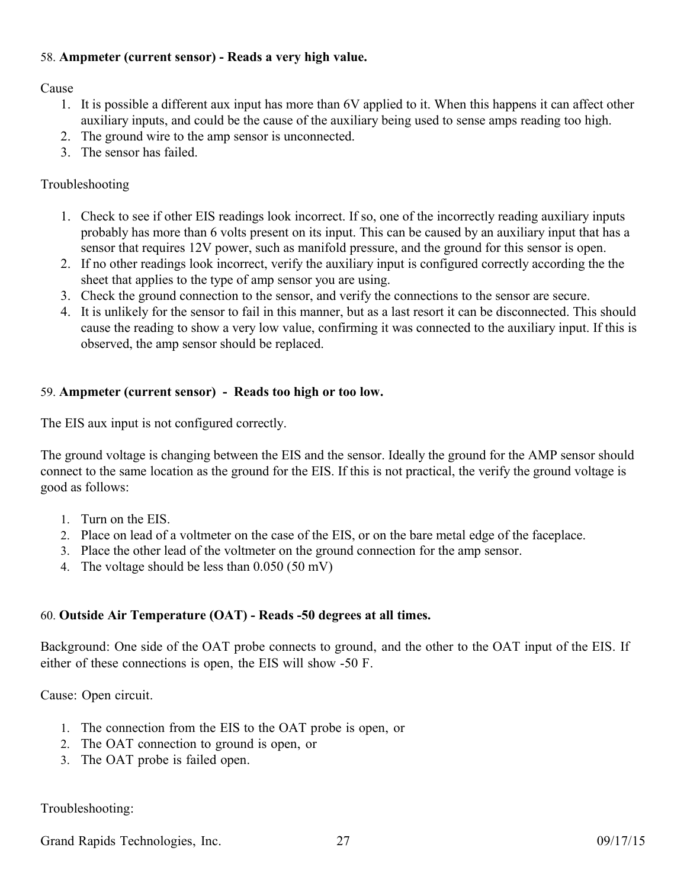58. **Ampmeter (current sensor) - Reads a very high value.**

Cause

1. It is possible a different aux input has more than 6V applied to it. When this happens it can affect other auxiliary inputs, and could be the cause of the auxiliary being used to sense amps reading too high.
2. The ground wire to the amp sensor is unconnected.
3. The sensor has failed.

Troubleshooting

1. Check to see if other EIS readings look incorrect. If so, one of the incorrectly reading auxiliary inputs probably has more than 6 volts present on its input. This can be caused by an auxiliary input that has a sensor that requires 12V power, such as manifold pressure, and the ground for this sensor is open.
2. If no other readings look incorrect, verify the auxiliary input is configured correctly according the the sheet that applies to the type of amp sensor you are using.
3. Check the ground connection to the sensor, and verify the connections to the sensor are secure.
4. It is unlikely for the sensor to fail in this manner, but as a last resort it can be disconnected. This should cause the reading to show a very low value, confirming it was connected to the auxiliary input. If this is observed, the amp sensor should be replaced.

59. **Ampmeter (current sensor) - Reads too high or too low.**

The EIS aux input is not configured correctly.

The ground voltage is changing between the EIS and the sensor. Ideally the ground for the AMP sensor should connect to the same location as the ground for the EIS. If this is not practical, the verify the ground voltage is good as follows:

1. Turn on the EIS.
2. Place on lead of a voltmeter on the case of the EIS, or on the bare metal edge of the faceplace.
3. Place the other lead of the voltmeter on the ground connection for the amp sensor.
4. The voltage should be less than 0.050 (50 mV)

60. **Outside Air Temperature (OAT) - Reads -50 degrees at all times.**

Background: One side of the OAT probe connects to ground, and the other to the OAT input of the EIS. If either of these connections is open, the EIS will show -50 F.

Cause: Open circuit.

1. The connection from the EIS to the OAT probe is open, or
2. The OAT connection to ground is open, or
3. The OAT probe is failed open.

Troubleshooting: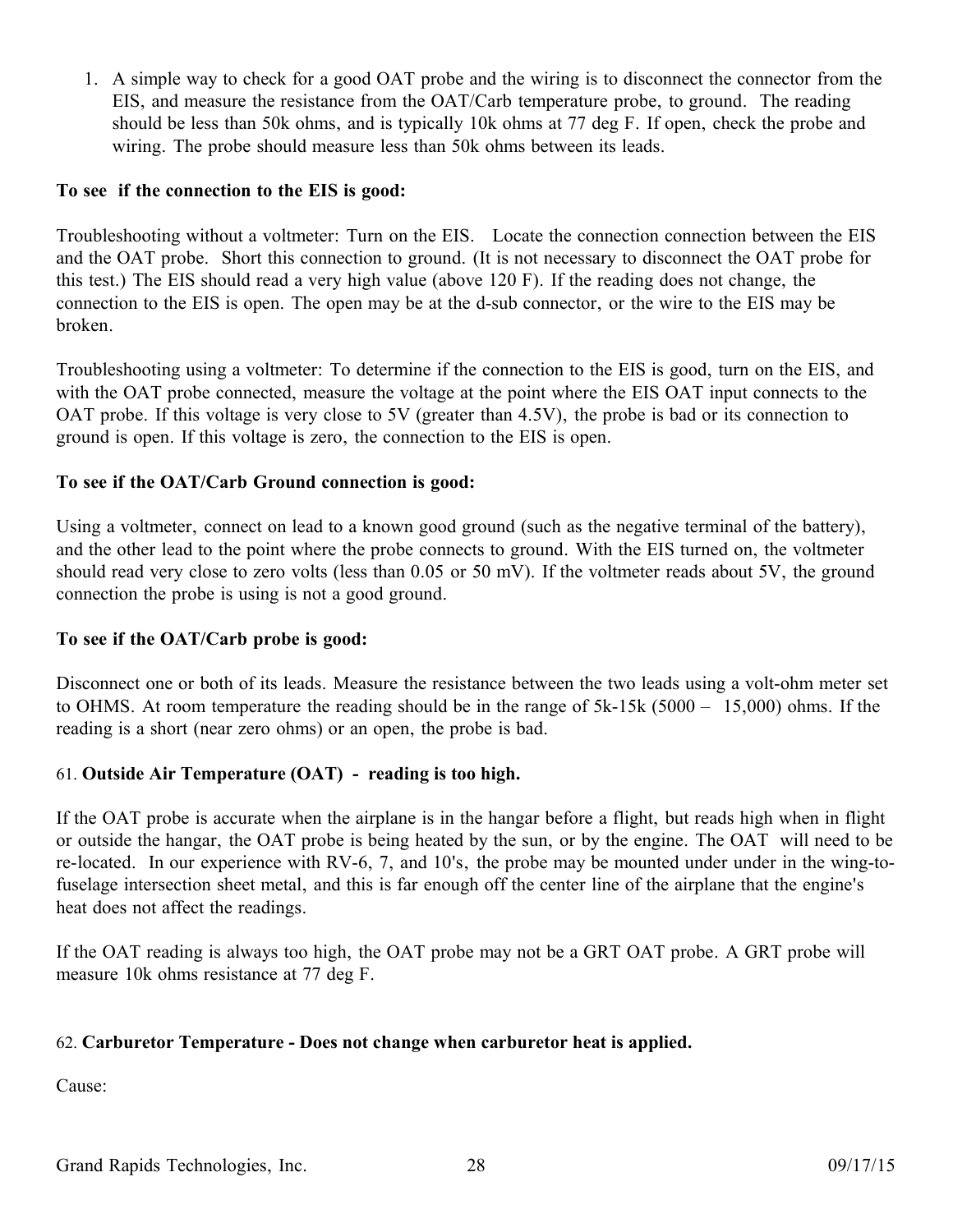1. A simple way to check for a good OAT probe and the wiring is to disconnect the connector from the EIS, and measure the resistance from the OAT/Carb temperature probe, to ground. The reading should be less than 50k ohms, and is typically 10k ohms at 77 deg F. If open, check the probe and wiring. The probe should measure less than 50k ohms between its leads.

**To see if the connection to the EIS is good:**

Troubleshooting without a voltmeter: Turn on the EIS. Locate the connection connection between the EIS and the OAT probe. Short this connection to ground. (It is not necessary to disconnect the OAT probe for this test.) The EIS should read a very high value (above 120 F). If the reading does not change, the connection to the EIS is open. The open may be at the d-sub connector, or the wire to the EIS may be broken.

Troubleshooting using a voltmeter: To determine if the connection to the EIS is good, turn on the EIS, and with the OAT probe connected, measure the voltage at the point where the EIS OAT input connects to the OAT probe. If this voltage is very close to 5V (greater than 4.5V), the probe is bad or its connection to ground is open. If this voltage is zero, the connection to the EIS is open.

**To see if the OAT/Carb Ground connection is good:**

Using a voltmeter, connect on lead to a known good ground (such as the negative terminal of the battery), and the other lead to the point where the probe connects to ground. With the EIS turned on, the voltmeter should read very close to zero volts (less than 0.05 or 50 mV). If the voltmeter reads about 5V, the ground connection the probe is using is not a good ground.

**To see if the OAT/Carb probe is good:**

Disconnect one or both of its leads. Measure the resistance between the two leads using a volt-ohm meter set to OHMS. At room temperature the reading should be in the range of 5k-15k (5000 – 15,000) ohms. If the reading is a short (near zero ohms) or an open, the probe is bad.

61. **Outside Air Temperature (OAT) - reading is too high.**

If the OAT probe is accurate when the airplane is in the hangar before a flight, but reads high when in flight or outside the hangar, the OAT probe is being heated by the sun, or by the engine. The OAT will need to be re-located. In our experience with RV-6, 7, and 10's, the probe may be mounted under under in the wing-to-fuselage intersection sheet metal, and this is far enough off the center line of the airplane that the engine's heat does not affect the readings.

If the OAT reading is always too high, the OAT probe may not be a GRT OAT probe. A GRT probe will measure 10k ohms resistance at 77 deg F.

62. **Carburetor Temperature - Does not change when carburetor heat is applied.**

Cause: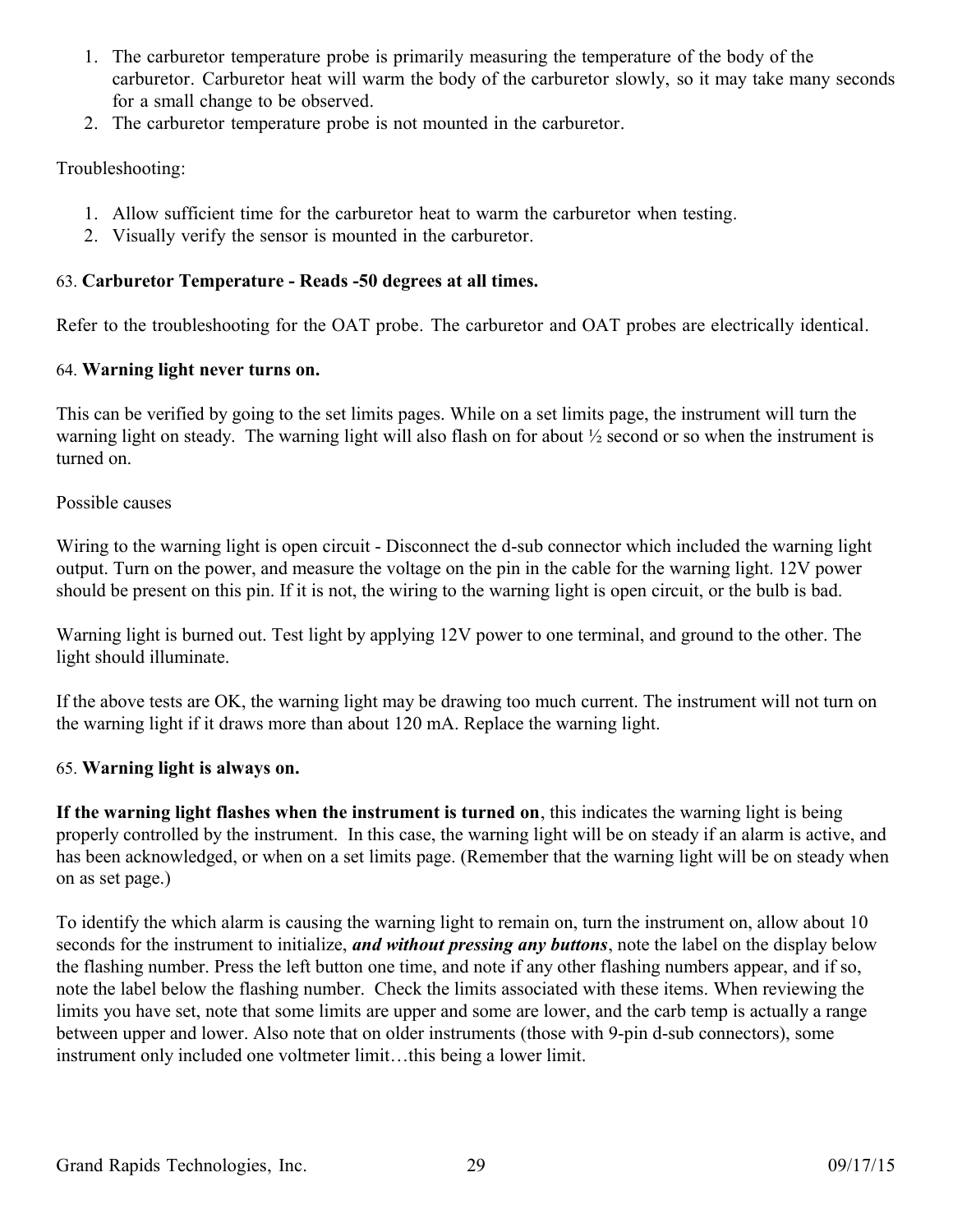1. The carburetor temperature probe is primarily measuring the temperature of the body of the carburetor. Carburetor heat will warm the body of the carburetor slowly, so it may take many seconds for a small change to be observed.
2. The carburetor temperature probe is not mounted in the carburetor.

Troubleshooting:

1. Allow sufficient time for the carburetor heat to warm the carburetor when testing.
2. Visually verify the sensor is mounted in the carburetor.

63. **Carburetor Temperature - Reads -50 degrees at all times.**

Refer to the troubleshooting for the OAT probe. The carburetor and OAT probes are electrically identical.

64. **Warning light never turns on.**

This can be verified by going to the set limits pages. While on a set limits page, the instrument will turn the warning light on steady. The warning light will also flash on for about ½ second or so when the instrument is turned on.

Possible causes

Wiring to the warning light is open circuit - Disconnect the d-sub connector which included the warning light output. Turn on the power, and measure the voltage on the pin in the cable for the warning light. 12V power should be present on this pin. If it is not, the wiring to the warning light is open circuit, or the bulb is bad.

Warning light is burned out. Test light by applying 12V power to one terminal, and ground to the other. The light should illuminate.

If the above tests are OK, the warning light may be drawing too much current. The instrument will not turn on the warning light if it draws more than about 120 mA. Replace the warning light.

65. **Warning light is always on.**

**If the warning light flashes when the instrument is turned on**, this indicates the warning light is being properly controlled by the instrument. In this case, the warning light will be on steady if an alarm is active, and has been acknowledged, or when on a set limits page. (Remember that the warning light will be on steady when on as set page.)

To identify the which alarm is causing the warning light to remain on, turn the instrument on, allow about 10 seconds for the instrument to initialize, ***and without pressing any buttons***, note the label on the display below the flashing number. Press the left button one time, and note if any other flashing numbers appear, and if so, note the label below the flashing number. Check the limits associated with these items. When reviewing the limits you have set, note that some limits are upper and some are lower, and the carb temp is actually a range between upper and lower. Also note that on older instruments (those with 9-pin d-sub connectors), some instrument only included one voltmeter limit…this being a lower limit.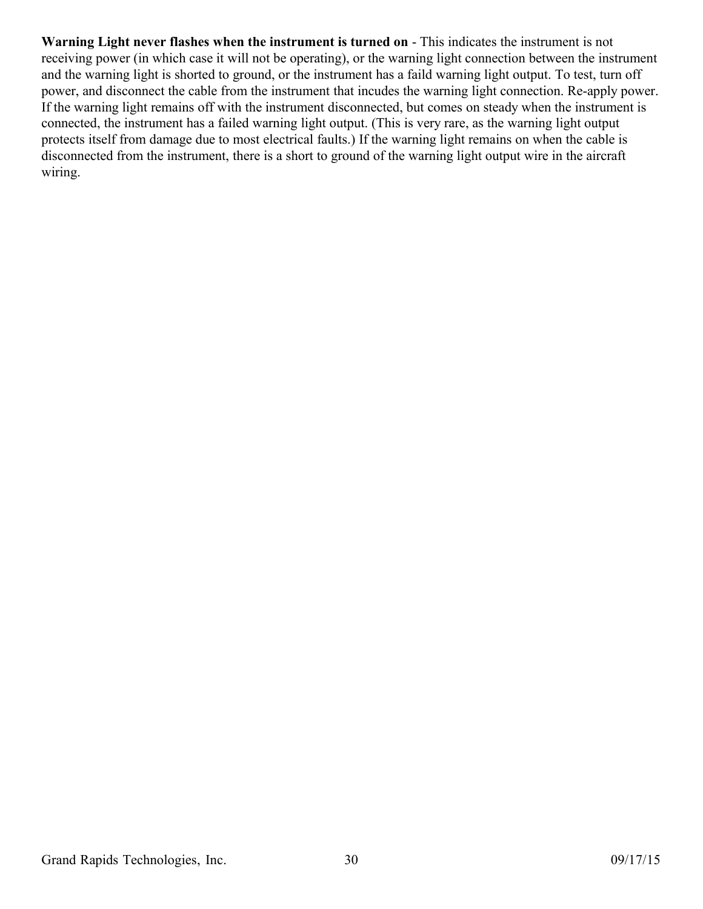**Warning Light never flashes when the instrument is turned on** - This indicates the instrument is not receiving power (in which case it will not be operating), or the warning light connection between the instrument and the warning light is shorted to ground, or the instrument has a faild warning light output. To test, turn off power, and disconnect the cable from the instrument that incudes the warning light connection. Re-apply power. If the warning light remains off with the instrument disconnected, but comes on steady when the instrument is connected, the instrument has a failed warning light output. (This is very rare, as the warning light output protects itself from damage due to most electrical faults.) If the warning light remains on when the cable is disconnected from the instrument, there is a short to ground of the warning light output wire in the aircraft wiring.